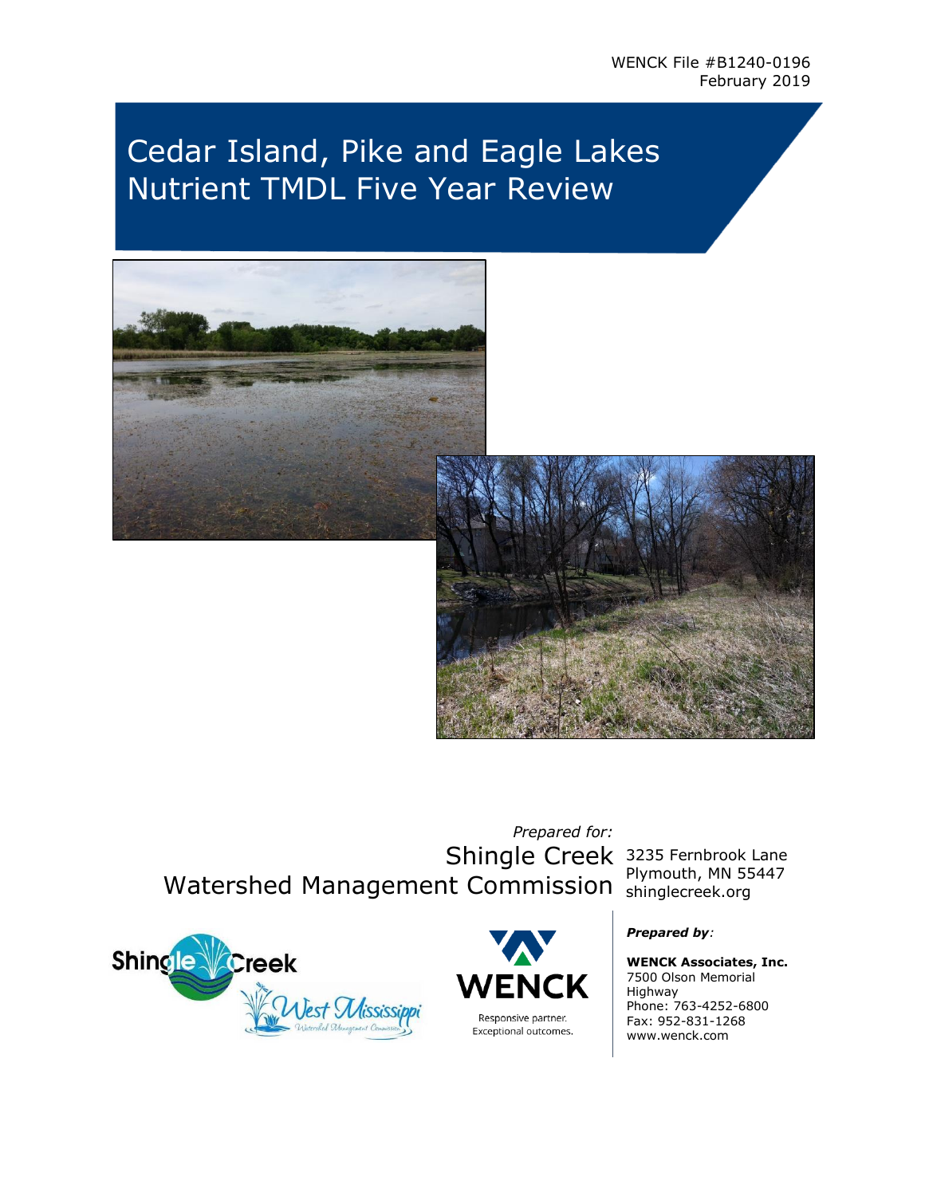WENCK File #B1240-0196
February 2019

# Cedar Island, Pike and Eagle Lakes Nutrient TMDL Five Year Review

*Prepared for:*

Shingle Creek
Watershed Management Commission

3235 Fernbrook Lane
Plymouth, MN 55447
shinglecreek.org

***Prepared by**:*

**WENCK Associates, Inc.**
7500 Olson Memorial Highway
Phone: 763-4252-6800
Fax: 952-831-1268
www.wenck.com

Responsive partner.
Exceptional outcomes.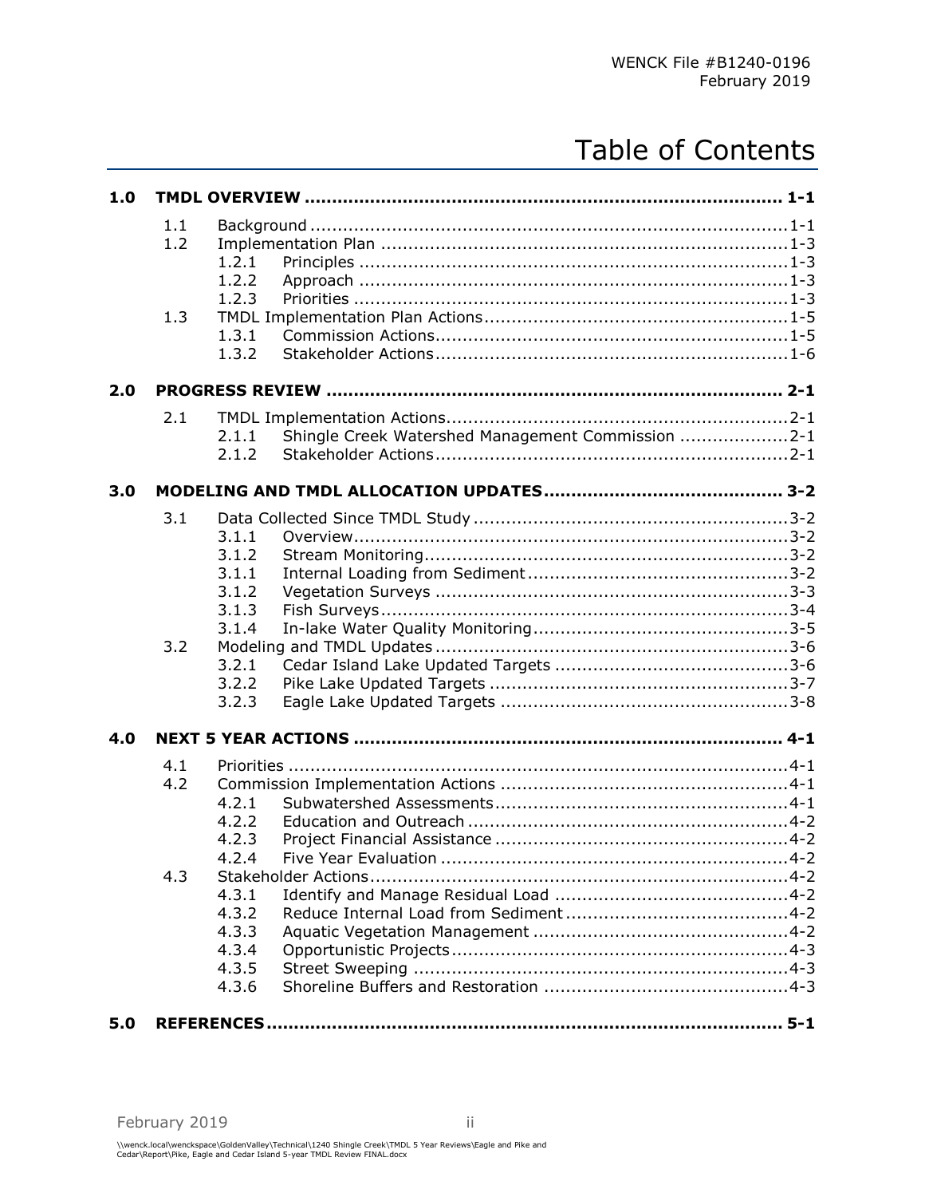WENCK File #B1240-0196
February 2019

# Table of Contents

**1.0 TMDL OVERVIEW ........................................................................................ 1-1**

- 1.1 Background ........................................................................................1-1
- 1.2 Implementation Plan ..........................................................................1-3
  - 1.2.1 Principles ................................................................................1-3
  - 1.2.2 Approach ................................................................................1-3
  - 1.2.3 Priorities .................................................................................1-3
- 1.3 TMDL Implementation Plan Actions.......................................................1-5
  - 1.3.1 Commission Actions..................................................................1-5
  - 1.3.2 Stakeholder Actions..................................................................1-6

**2.0 PROGRESS REVIEW ................................................................................... 2-1**

- 2.1 TMDL Implementation Actions...............................................................2-1
  - 2.1.1 Shingle Creek Watershed Management Commission ....................2-1
  - 2.1.2 Stakeholder Actions..................................................................2-1

**3.0 MODELING AND TMDL ALLOCATION UPDATES........................................... 3-2**

- 3.1 Data Collected Since TMDL Study ..........................................................3-2
  - 3.1.1 Overview..................................................................................3-2
  - 3.1.2 Stream Monitoring.....................................................................3-2
  - 3.1.1 Internal Loading from Sediment.................................................3-2
  - 3.1.2 Vegetation Surveys ..................................................................3-3
  - 3.1.3 Fish Surveys.............................................................................3-4
  - 3.1.4 In-lake Water Quality Monitoring................................................3-5
- 3.2 Modeling and TMDL Updates.................................................................3-6
  - 3.2.1 Cedar Island Lake Updated Targets ...........................................3-6
  - 3.2.2 Pike Lake Updated Targets .......................................................3-7
  - 3.2.3 Eagle Lake Updated Targets .....................................................3-8

**4.0 NEXT 5 YEAR ACTIONS ............................................................................... 4-1**

- 4.1 Priorities ............................................................................................4-1
- 4.2 Commission Implementation Actions .....................................................4-1
  - 4.2.1 Subwatershed Assessments.......................................................4-1
  - 4.2.2 Education and Outreach ............................................................4-2
  - 4.2.3 Project Financial Assistance .......................................................4-2
  - 4.2.4 Five Year Evaluation .................................................................4-2
- 4.3 Stakeholder Actions.............................................................................4-2
  - 4.3.1 Identify and Manage Residual Load ...........................................4-2
  - 4.3.2 Reduce Internal Load from Sediment.........................................4-2
  - 4.3.3 Aquatic Vegetation Management ...............................................4-2
  - 4.3.4 Opportunistic Projects...............................................................4-3
  - 4.3.5 Street Sweeping .......................................................................4-3
  - 4.3.6 Shoreline Buffers and Restoration .............................................4-3

**5.0 REFERENCES............................................................................................. 5-1**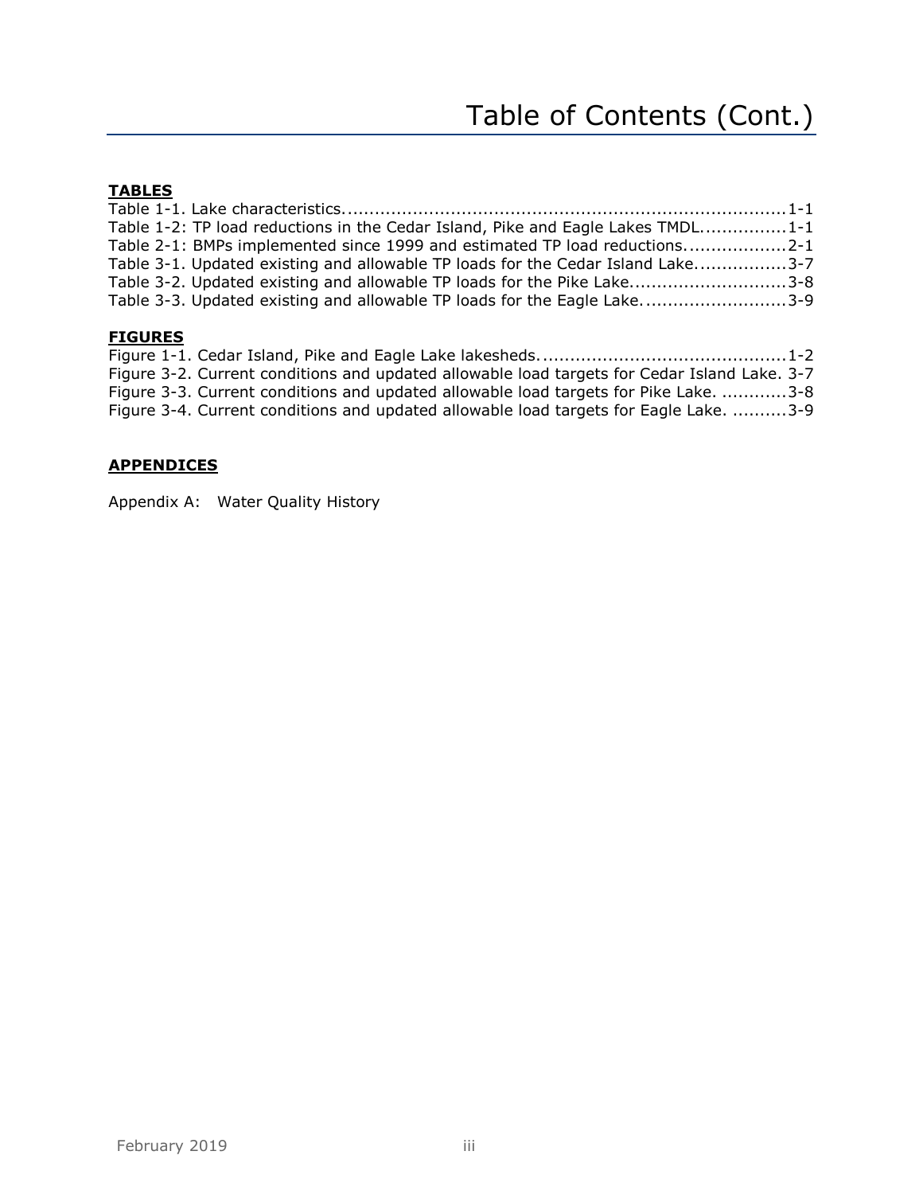# Table of Contents (Cont.)

**TABLES**

Table 1-1. Lake characteristics.................................................................................1-1
Table 1-2: TP load reductions in the Cedar Island, Pike and Eagle Lakes TMDL...............1-1
Table 2-1: BMPs implemented since 1999 and estimated TP load reductions..................2-1
Table 3-1. Updated existing and allowable TP loads for the Cedar Island Lake................3-7
Table 3-2. Updated existing and allowable TP loads for the Pike Lake............................3-8
Table 3-3. Updated existing and allowable TP loads for the Eagle Lake..........................3-9

**FIGURES**

Figure 1-1. Cedar Island, Pike and Eagle Lake lakesheds.............................................1-2
Figure 3-2. Current conditions and updated allowable load targets for Cedar Island Lake. 3-7
Figure 3-3. Current conditions and updated allowable load targets for Pike Lake. ............3-8
Figure 3-4. Current conditions and updated allowable load targets for Eagle Lake. ..........3-9

**APPENDICES**

Appendix A: Water Quality History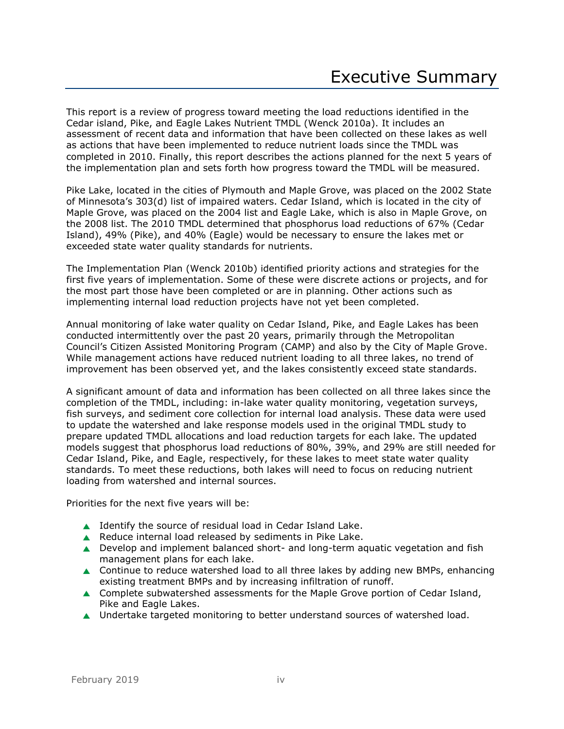# Executive Summary

This report is a review of progress toward meeting the load reductions identified in the Cedar island, Pike, and Eagle Lakes Nutrient TMDL (Wenck 2010a). It includes an assessment of recent data and information that have been collected on these lakes as well as actions that have been implemented to reduce nutrient loads since the TMDL was completed in 2010. Finally, this report describes the actions planned for the next 5 years of the implementation plan and sets forth how progress toward the TMDL will be measured.

Pike Lake, located in the cities of Plymouth and Maple Grove, was placed on the 2002 State of Minnesota's 303(d) list of impaired waters. Cedar Island, which is located in the city of Maple Grove, was placed on the 2004 list and Eagle Lake, which is also in Maple Grove, on the 2008 list. The 2010 TMDL determined that phosphorus load reductions of 67% (Cedar Island), 49% (Pike), and 40% (Eagle) would be necessary to ensure the lakes met or exceeded state water quality standards for nutrients.

The Implementation Plan (Wenck 2010b) identified priority actions and strategies for the first five years of implementation. Some of these were discrete actions or projects, and for the most part those have been completed or are in planning. Other actions such as implementing internal load reduction projects have not yet been completed.

Annual monitoring of lake water quality on Cedar Island, Pike, and Eagle Lakes has been conducted intermittently over the past 20 years, primarily through the Metropolitan Council's Citizen Assisted Monitoring Program (CAMP) and also by the City of Maple Grove. While management actions have reduced nutrient loading to all three lakes, no trend of improvement has been observed yet, and the lakes consistently exceed state standards.

A significant amount of data and information has been collected on all three lakes since the completion of the TMDL, including: in-lake water quality monitoring, vegetation surveys, fish surveys, and sediment core collection for internal load analysis. These data were used to update the watershed and lake response models used in the original TMDL study to prepare updated TMDL allocations and load reduction targets for each lake. The updated models suggest that phosphorus load reductions of 80%, 39%, and 29% are still needed for Cedar Island, Pike, and Eagle, respectively, for these lakes to meet state water quality standards. To meet these reductions, both lakes will need to focus on reducing nutrient loading from watershed and internal sources.

Priorities for the next five years will be:

- Identify the source of residual load in Cedar Island Lake.
- Reduce internal load released by sediments in Pike Lake.
- Develop and implement balanced short- and long-term aquatic vegetation and fish management plans for each lake.
- Continue to reduce watershed load to all three lakes by adding new BMPs, enhancing existing treatment BMPs and by increasing infiltration of runoff.
- Complete subwatershed assessments for the Maple Grove portion of Cedar Island, Pike and Eagle Lakes.
- Undertake targeted monitoring to better understand sources of watershed load.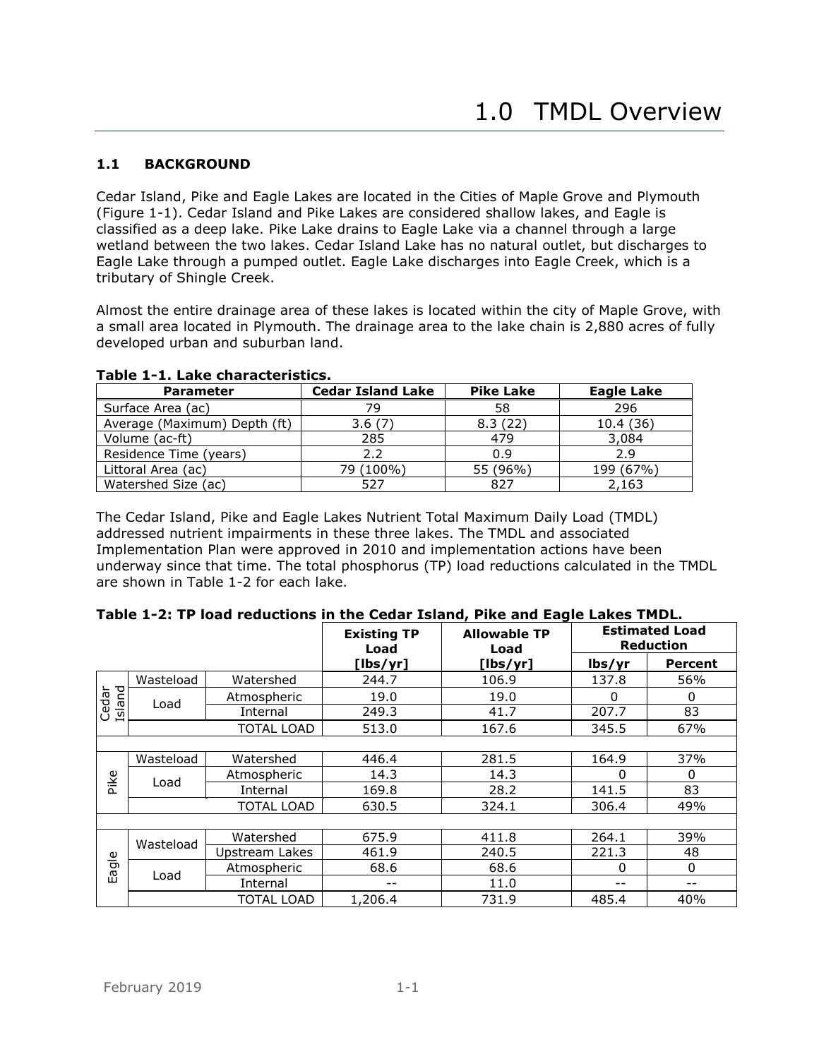# 1.0 TMDL Overview

## 1.1 BACKGROUND

Cedar Island, Pike and Eagle Lakes are located in the Cities of Maple Grove and Plymouth (Figure 1-1). Cedar Island and Pike Lakes are considered shallow lakes, and Eagle is classified as a deep lake. Pike Lake drains to Eagle Lake via a channel through a large wetland between the two lakes. Cedar Island Lake has no natural outlet, but discharges to Eagle Lake through a pumped outlet. Eagle Lake discharges into Eagle Creek, which is a tributary of Shingle Creek.

Almost the entire drainage area of these lakes is located within the city of Maple Grove, with a small area located in Plymouth. The drainage area to the lake chain is 2,880 acres of fully developed urban and suburban land.

**Table 1-1. Lake characteristics.**

| Parameter | Cedar Island Lake | Pike Lake | Eagle Lake |
|---|---|---|---|
| Surface Area (ac) | 79 | 58 | 296 |
| Average (Maximum) Depth (ft) | 3.6 (7) | 8.3 (22) | 10.4 (36) |
| Volume (ac-ft) | 285 | 479 | 3,084 |
| Residence Time (years) | 2.2 | 0.9 | 2.9 |
| Littoral Area (ac) | 79 (100%) | 55 (96%) | 199 (67%) |
| Watershed Size (ac) | 527 | 827 | 2,163 |

The Cedar Island, Pike and Eagle Lakes Nutrient Total Maximum Daily Load (TMDL) addressed nutrient impairments in these three lakes. The TMDL and associated Implementation Plan were approved in 2010 and implementation actions have been underway since that time. The total phosphorus (TP) load reductions calculated in the TMDL are shown in Table 1-2 for each lake.

**Table 1-2: TP load reductions in the Cedar Island, Pike and Eagle Lakes TMDL.**

| | | | Existing TP Load [lbs/yr] | Allowable TP Load [lbs/yr] | Estimated Load Reduction | |
|---|---|---|---|---|---|---|
| | | | | | lbs/yr | Percent |
| Cedar Island | Wasteload | Watershed | 244.7 | 106.9 | 137.8 | 56% |
| | Load | Atmospheric | 19.0 | 19.0 | 0 | 0 |
| | | Internal | 249.3 | 41.7 | 207.7 | 83 |
| | | TOTAL LOAD | 513.0 | 167.6 | 345.5 | 67% |
| Pike | Wasteload | Watershed | 446.4 | 281.5 | 164.9 | 37% |
| | Load | Atmospheric | 14.3 | 14.3 | 0 | 0 |
| | | Internal | 169.8 | 28.2 | 141.5 | 83 |
| | | TOTAL LOAD | 630.5 | 324.1 | 306.4 | 49% |
| Eagle | Wasteload | Watershed | 675.9 | 411.8 | 264.1 | 39% |
| | | Upstream Lakes | 461.9 | 240.5 | 221.3 | 48 |
| | Load | Atmospheric | 68.6 | 68.6 | 0 | 0 |
| | | Internal | -- | 11.0 | -- | -- |
| | | TOTAL LOAD | 1,206.4 | 731.9 | 485.4 | 40% |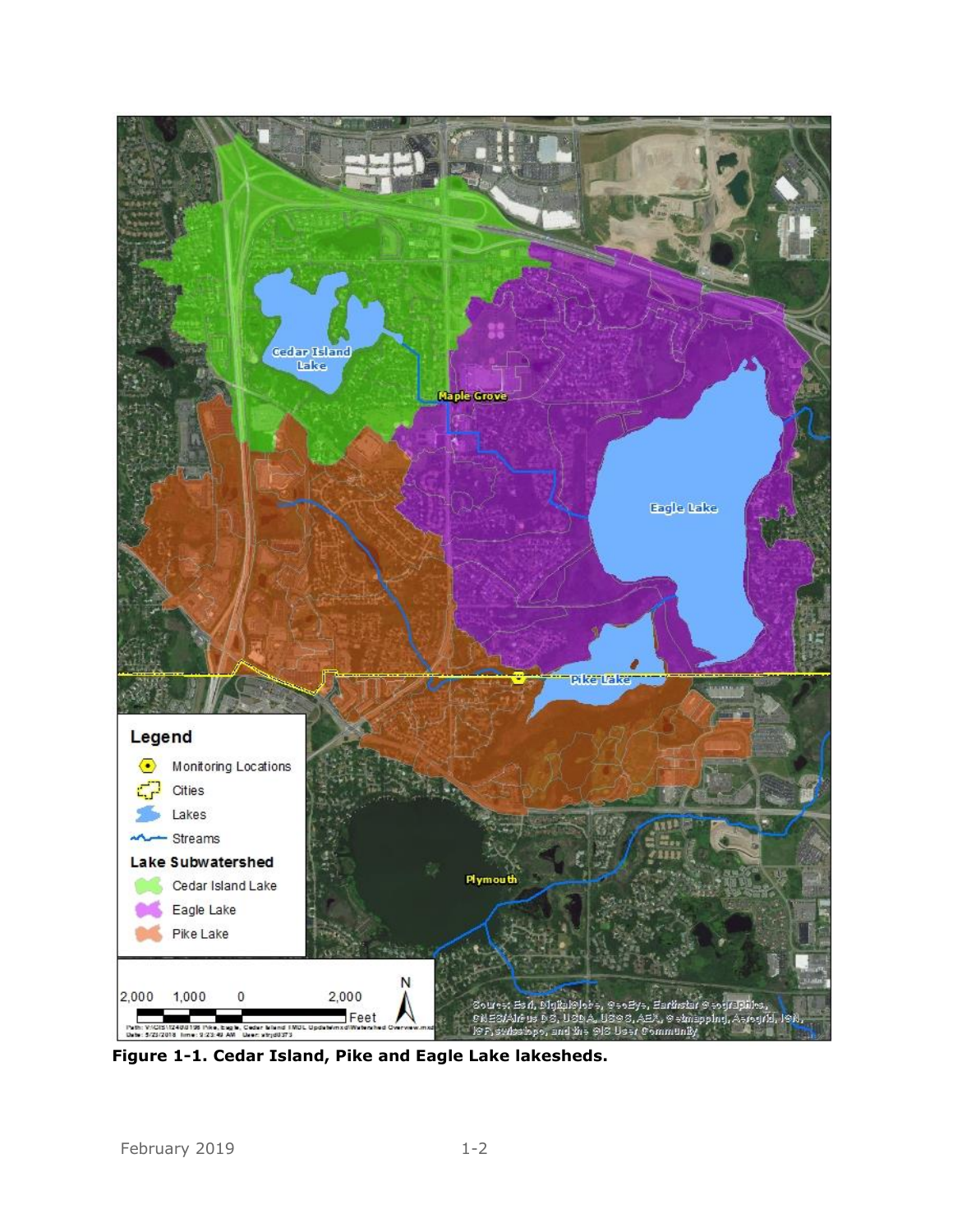**Figure 1-1. Cedar Island, Pike and Eagle Lake lakesheds.**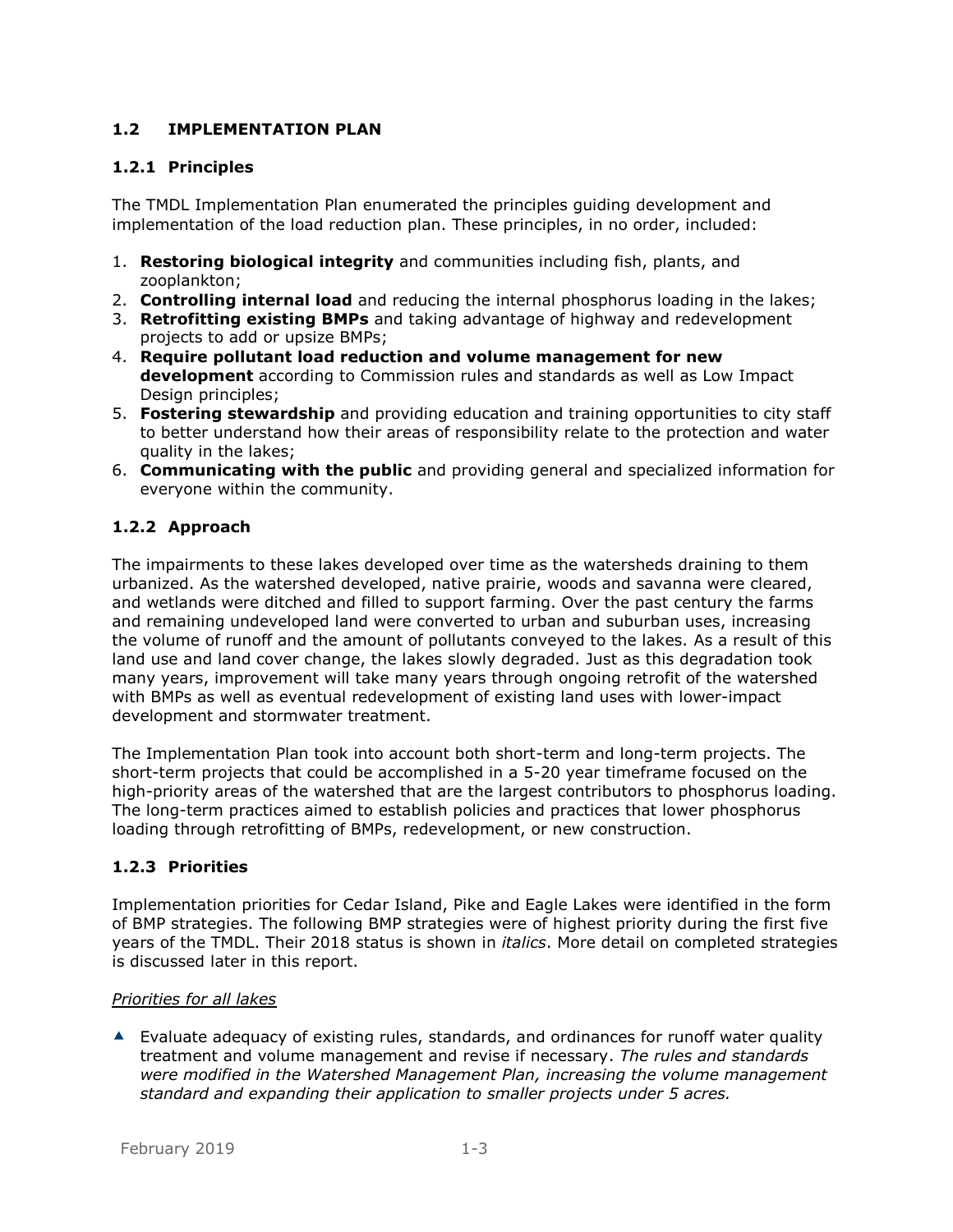## 1.2 IMPLEMENTATION PLAN

### 1.2.1 Principles

The TMDL Implementation Plan enumerated the principles guiding development and implementation of the load reduction plan. These principles, in no order, included:

1. **Restoring biological integrity** and communities including fish, plants, and zooplankton;
2. **Controlling internal load** and reducing the internal phosphorus loading in the lakes;
3. **Retrofitting existing BMPs** and taking advantage of highway and redevelopment projects to add or upsize BMPs;
4. **Require pollutant load reduction and volume management for new development** according to Commission rules and standards as well as Low Impact Design principles;
5. **Fostering stewardship** and providing education and training opportunities to city staff to better understand how their areas of responsibility relate to the protection and water quality in the lakes;
6. **Communicating with the public** and providing general and specialized information for everyone within the community.

### 1.2.2 Approach

The impairments to these lakes developed over time as the watersheds draining to them urbanized. As the watershed developed, native prairie, woods and savanna were cleared, and wetlands were ditched and filled to support farming. Over the past century the farms and remaining undeveloped land were converted to urban and suburban uses, increasing the volume of runoff and the amount of pollutants conveyed to the lakes. As a result of this land use and land cover change, the lakes slowly degraded. Just as this degradation took many years, improvement will take many years through ongoing retrofit of the watershed with BMPs as well as eventual redevelopment of existing land uses with lower-impact development and stormwater treatment.

The Implementation Plan took into account both short-term and long-term projects. The short-term projects that could be accomplished in a 5-20 year timeframe focused on the high-priority areas of the watershed that are the largest contributors to phosphorus loading. The long-term practices aimed to establish policies and practices that lower phosphorus loading through retrofitting of BMPs, redevelopment, or new construction.

### 1.2.3 Priorities

Implementation priorities for Cedar Island, Pike and Eagle Lakes were identified in the form of BMP strategies. The following BMP strategies were of highest priority during the first five years of the TMDL. Their 2018 status is shown in *italics*. More detail on completed strategies is discussed later in this report.

*Priorities for all lakes*

- Evaluate adequacy of existing rules, standards, and ordinances for runoff water quality treatment and volume management and revise if necessary. *The rules and standards were modified in the Watershed Management Plan, increasing the volume management standard and expanding their application to smaller projects under 5 acres.*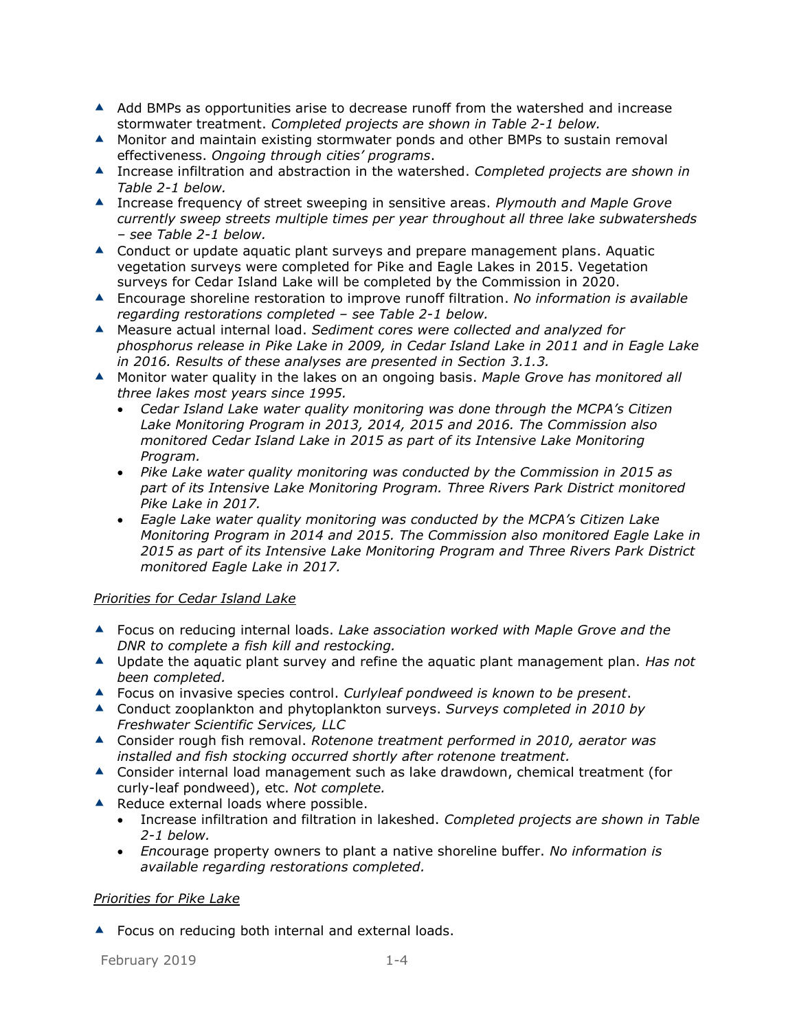- Add BMPs as opportunities arise to decrease runoff from the watershed and increase stormwater treatment. *Completed projects are shown in Table 2-1 below.*
- Monitor and maintain existing stormwater ponds and other BMPs to sustain removal effectiveness. *Ongoing through cities' programs*.
- Increase infiltration and abstraction in the watershed. *Completed projects are shown in Table 2-1 below.*
- Increase frequency of street sweeping in sensitive areas. *Plymouth and Maple Grove currently sweep streets multiple times per year throughout all three lake subwatersheds – see Table 2-1 below.*
- Conduct or update aquatic plant surveys and prepare management plans. Aquatic vegetation surveys were completed for Pike and Eagle Lakes in 2015. Vegetation surveys for Cedar Island Lake will be completed by the Commission in 2020.
- Encourage shoreline restoration to improve runoff filtration. *No information is available regarding restorations completed – see Table 2-1 below.*
- Measure actual internal load. *Sediment cores were collected and analyzed for phosphorus release in Pike Lake in 2009, in Cedar Island Lake in 2011 and in Eagle Lake in 2016. Results of these analyses are presented in Section 3.1.3.*
- Monitor water quality in the lakes on an ongoing basis. *Maple Grove has monitored all three lakes most years since 1995.*
  - *Cedar Island Lake water quality monitoring was done through the MCPA's Citizen Lake Monitoring Program in 2013, 2014, 2015 and 2016. The Commission also monitored Cedar Island Lake in 2015 as part of its Intensive Lake Monitoring Program.*
  - *Pike Lake water quality monitoring was conducted by the Commission in 2015 as part of its Intensive Lake Monitoring Program. Three Rivers Park District monitored Pike Lake in 2017.*
  - *Eagle Lake water quality monitoring was conducted by the MCPA's Citizen Lake Monitoring Program in 2014 and 2015. The Commission also monitored Eagle Lake in 2015 as part of its Intensive Lake Monitoring Program and Three Rivers Park District monitored Eagle Lake in 2017.*

<u>Priorities for Cedar Island Lake</u>

- Focus on reducing internal loads. *Lake association worked with Maple Grove and the DNR to complete a fish kill and restocking.*
- Update the aquatic plant survey and refine the aquatic plant management plan. *Has not been completed.*
- Focus on invasive species control. *Curlyleaf pondweed is known to be present*.
- Conduct zooplankton and phytoplankton surveys. *Surveys completed in 2010 by Freshwater Scientific Services, LLC*
- Consider rough fish removal. *Rotenone treatment performed in 2010, aerator was installed and fish stocking occurred shortly after rotenone treatment.*
- Consider internal load management such as lake drawdown, chemical treatment (for curly-leaf pondweed), etc. *Not complete.*
- Reduce external loads where possible.
  - Increase infiltration and filtration in lakeshed. *Completed projects are shown in Table 2-1 below.*
  - *Enc*ourage property owners to plant a native shoreline buffer. *No information is available regarding restorations completed.*

<u>Priorities for Pike Lake</u>

- Focus on reducing both internal and external loads.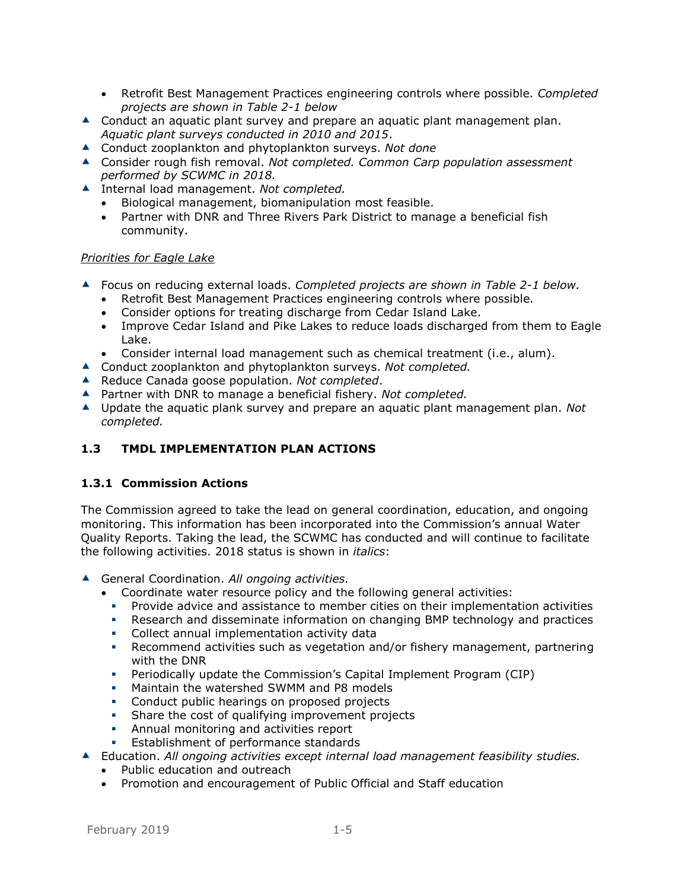- Retrofit Best Management Practices engineering controls where possible. *Completed projects are shown in Table 2-1 below*
- Conduct an aquatic plant survey and prepare an aquatic plant management plan. *Aquatic plant surveys conducted in 2010 and 2015*.
- Conduct zooplankton and phytoplankton surveys. *Not done*
- Consider rough fish removal. *Not completed. Common Carp population assessment performed by SCWMC in 2018.*
- Internal load management. *Not completed.*
  - Biological management, biomanipulation most feasible.
  - Partner with DNR and Three Rivers Park District to manage a beneficial fish community.

*Priorities for Eagle Lake*

- Focus on reducing external loads. *Completed projects are shown in Table 2-1 below.*
  - Retrofit Best Management Practices engineering controls where possible.
  - Consider options for treating discharge from Cedar Island Lake.
  - Improve Cedar Island and Pike Lakes to reduce loads discharged from them to Eagle Lake.
  - Consider internal load management such as chemical treatment (i.e., alum).
- Conduct zooplankton and phytoplankton surveys. *Not completed.*
- Reduce Canada goose population. *Not completed*.
- Partner with DNR to manage a beneficial fishery. *Not completed.*
- Update the aquatic plank survey and prepare an aquatic plant management plan. *Not completed.*

## 1.3 TMDL IMPLEMENTATION PLAN ACTIONS

### 1.3.1 Commission Actions

The Commission agreed to take the lead on general coordination, education, and ongoing monitoring. This information has been incorporated into the Commission's annual Water Quality Reports. Taking the lead, the SCWMC has conducted and will continue to facilitate the following activities. 2018 status is shown in *italics*:

- General Coordination. *All ongoing activities.*
  - Coordinate water resource policy and the following general activities:
    - Provide advice and assistance to member cities on their implementation activities
    - Research and disseminate information on changing BMP technology and practices
    - Collect annual implementation activity data
    - Recommend activities such as vegetation and/or fishery management, partnering with the DNR
    - Periodically update the Commission's Capital Implement Program (CIP)
    - Maintain the watershed SWMM and P8 models
    - Conduct public hearings on proposed projects
    - Share the cost of qualifying improvement projects
    - Annual monitoring and activities report
    - Establishment of performance standards
- Education. *All ongoing activities except internal load management feasibility studies.*
  - Public education and outreach
  - Promotion and encouragement of Public Official and Staff education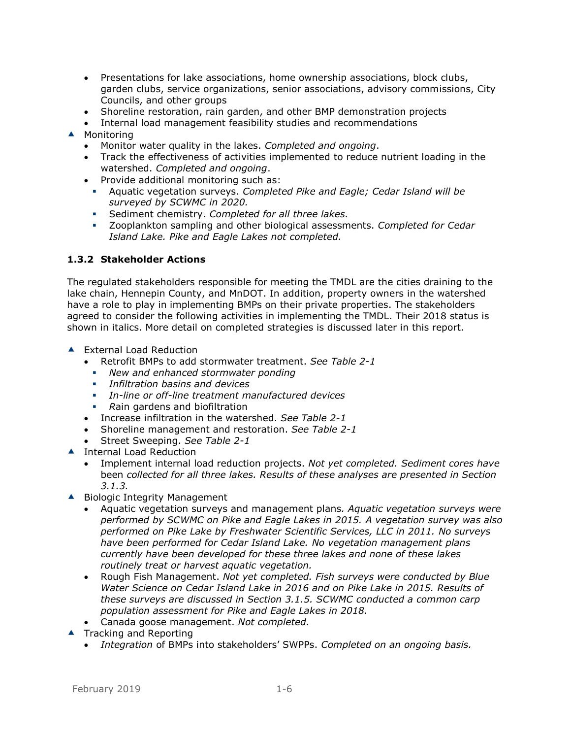- Presentations for lake associations, home ownership associations, block clubs, garden clubs, service organizations, senior associations, advisory commissions, City Councils, and other groups
- Shoreline restoration, rain garden, and other BMP demonstration projects
- Internal load management feasibility studies and recommendations

- Monitoring
  - Monitor water quality in the lakes. *Completed and ongoing*.
  - Track the effectiveness of activities implemented to reduce nutrient loading in the watershed. *Completed and ongoing*.
  - Provide additional monitoring such as:
    - Aquatic vegetation surveys. *Completed Pike and Eagle; Cedar Island will be surveyed by SCWMC in 2020.*
    - Sediment chemistry. *Completed for all three lakes.*
    - Zooplankton sampling and other biological assessments. *Completed for Cedar Island Lake. Pike and Eagle Lakes not completed.*

### 1.3.2 Stakeholder Actions

The regulated stakeholders responsible for meeting the TMDL are the cities draining to the lake chain, Hennepin County, and MnDOT. In addition, property owners in the watershed have a role to play in implementing BMPs on their private properties. The stakeholders agreed to consider the following activities in implementing the TMDL. Their 2018 status is shown in italics. More detail on completed strategies is discussed later in this report.

- External Load Reduction
  - Retrofit BMPs to add stormwater treatment. *See Table 2-1*
    - *New and enhanced stormwater ponding*
    - *Infiltration basins and devices*
    - *In-line or off-line treatment manufactured devices*
    - *R*ain gardens and biofiltration
  - Increase infiltration in the watershed. *See Table 2-1*
  - Shoreline management and restoration. *See Table 2-1*
  - Street Sweeping. *See Table 2-1*
- Internal Load Reduction
  - Implement internal load reduction projects. *Not yet completed. Sediment cores have* been *collected for all three lakes. Results of these analyses are presented in Section 3.1.3.*
- Biologic Integrity Management
  - Aquatic vegetation surveys and management plans*. Aquatic vegetation surveys were performed by SCWMC on Pike and Eagle Lakes in 2015. A vegetation survey was also performed on Pike Lake by Freshwater Scientific Services, LLC in 2011. No surveys have been performed for Cedar Island Lake. No vegetation management plans currently have been developed for these three lakes and none of these lakes routinely treat or harvest aquatic vegetation.*
  - Rough Fish Management. *Not yet completed. Fish surveys were conducted by Blue Water Science on Cedar Island Lake in 2016 and on Pike Lake in 2015. Results of these surveys are discussed in Section 3.1.5. SCWMC conducted a common carp population assessment for Pike and Eagle Lakes in 2018.*
  - Canada goose management. *Not completed.*
- Tracking and Reporting
  - *Integration* of BMPs into stakeholders' SWPPs. *Completed on an ongoing basis.*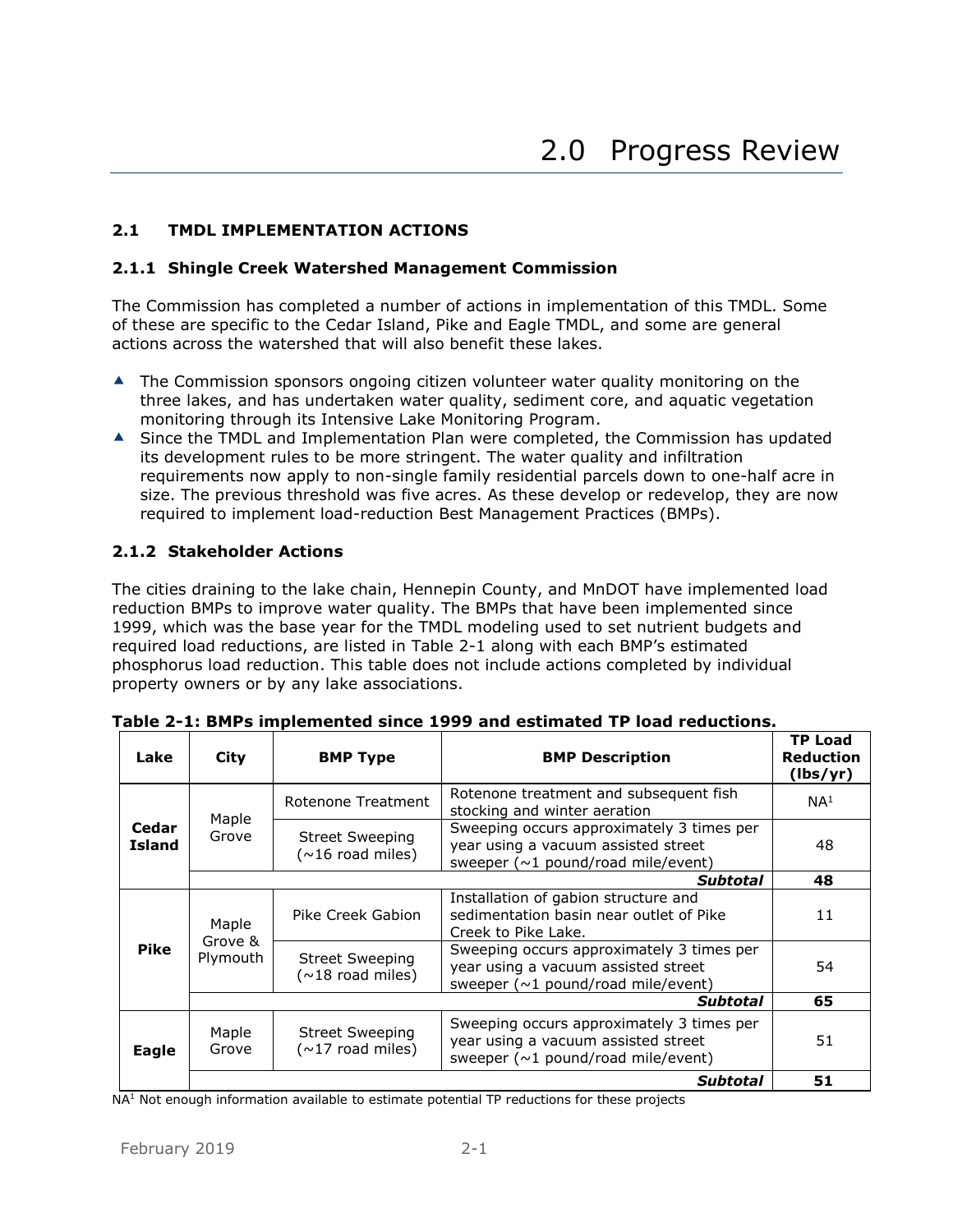# 2.0 Progress Review

## 2.1 TMDL IMPLEMENTATION ACTIONS

### 2.1.1 Shingle Creek Watershed Management Commission

The Commission has completed a number of actions in implementation of this TMDL. Some of these are specific to the Cedar Island, Pike and Eagle TMDL, and some are general actions across the watershed that will also benefit these lakes.

- The Commission sponsors ongoing citizen volunteer water quality monitoring on the three lakes, and has undertaken water quality, sediment core, and aquatic vegetation monitoring through its Intensive Lake Monitoring Program.
- Since the TMDL and Implementation Plan were completed, the Commission has updated its development rules to be more stringent. The water quality and infiltration requirements now apply to non-single family residential parcels down to one-half acre in size. The previous threshold was five acres. As these develop or redevelop, they are now required to implement load-reduction Best Management Practices (BMPs).

### 2.1.2 Stakeholder Actions

The cities draining to the lake chain, Hennepin County, and MnDOT have implemented load reduction BMPs to improve water quality. The BMPs that have been implemented since 1999, which was the base year for the TMDL modeling used to set nutrient budgets and required load reductions, are listed in Table 2-1 along with each BMP's estimated phosphorus load reduction. This table does not include actions completed by individual property owners or by any lake associations.

**Table 2-1: BMPs implemented since 1999 and estimated TP load reductions.**

| Lake | City | BMP Type | BMP Description | TP Load Reduction (lbs/yr) |
|---|---|---|---|---|
| Cedar Island | Maple Grove | Rotenone Treatment | Rotenone treatment and subsequent fish stocking and winter aeration | NA[1] |
| | | Street Sweeping (~16 road miles) | Sweeping occurs approximately 3 times per year using a vacuum assisted street sweeper (~1 pound/road mile/event) | 48 |
| | | | ***Subtotal*** | **48** |
| Pike | Maple Grove & Plymouth | Pike Creek Gabion | Installation of gabion structure and sedimentation basin near outlet of Pike Creek to Pike Lake. | 11 |
| | | Street Sweeping (~18 road miles) | Sweeping occurs approximately 3 times per year using a vacuum assisted street sweeper (~1 pound/road mile/event) | 54 |
| | | | ***Subtotal*** | **65** |
| Eagle | Maple Grove | Street Sweeping (~17 road miles) | Sweeping occurs approximately 3 times per year using a vacuum assisted street sweeper (~1 pound/road mile/event) | 51 |
| | | | ***Subtotal*** | **51** |

NA[1] Not enough information available to estimate potential TP reductions for these projects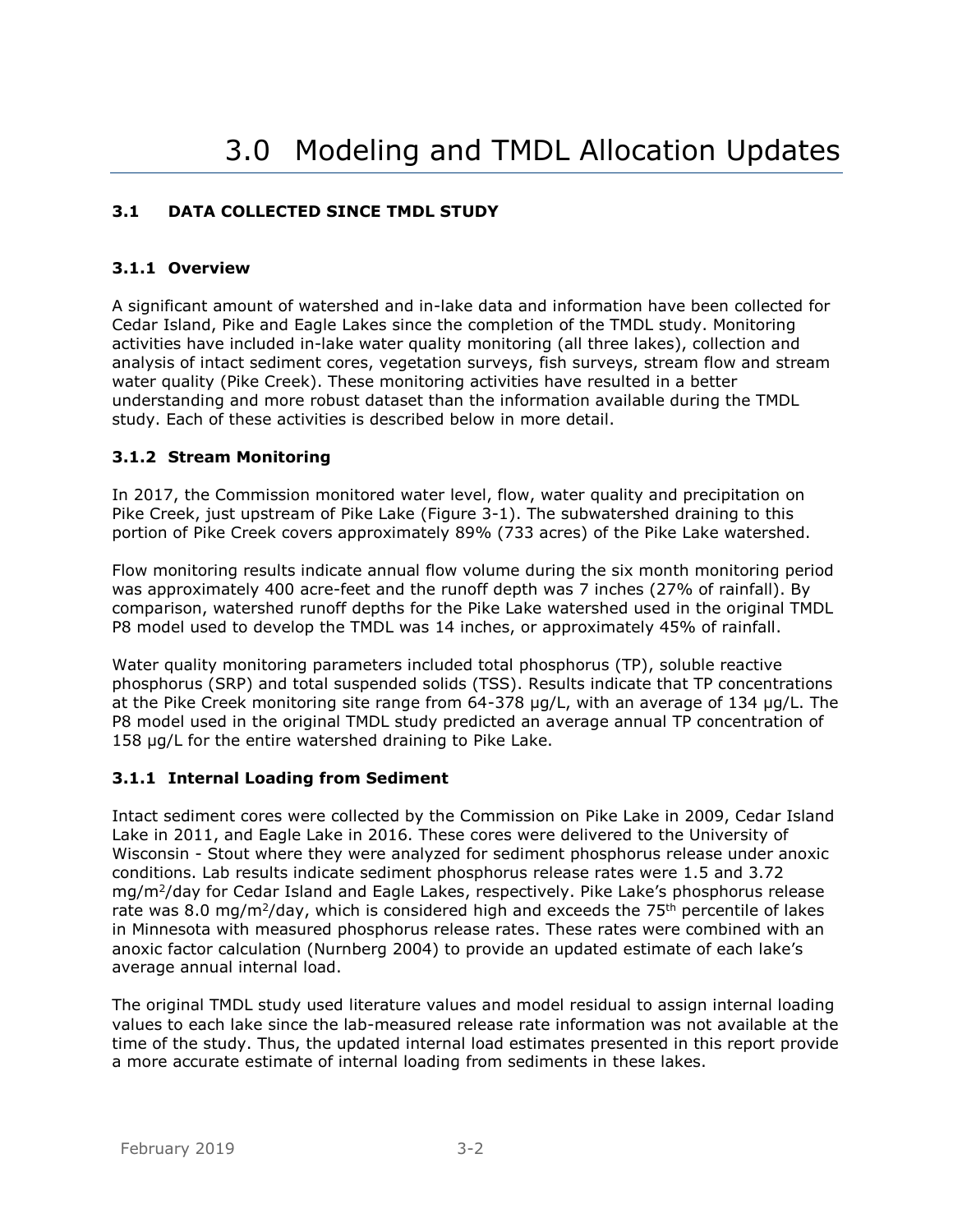# 3.0 Modeling and TMDL Allocation Updates

### 3.1 DATA COLLECTED SINCE TMDL STUDY

#### 3.1.1 Overview

A significant amount of watershed and in-lake data and information have been collected for Cedar Island, Pike and Eagle Lakes since the completion of the TMDL study. Monitoring activities have included in-lake water quality monitoring (all three lakes), collection and analysis of intact sediment cores, vegetation surveys, fish surveys, stream flow and stream water quality (Pike Creek). These monitoring activities have resulted in a better understanding and more robust dataset than the information available during the TMDL study. Each of these activities is described below in more detail.

#### 3.1.2 Stream Monitoring

In 2017, the Commission monitored water level, flow, water quality and precipitation on Pike Creek, just upstream of Pike Lake (Figure 3-1). The subwatershed draining to this portion of Pike Creek covers approximately 89% (733 acres) of the Pike Lake watershed.

Flow monitoring results indicate annual flow volume during the six month monitoring period was approximately 400 acre-feet and the runoff depth was 7 inches (27% of rainfall). By comparison, watershed runoff depths for the Pike Lake watershed used in the original TMDL P8 model used to develop the TMDL was 14 inches, or approximately 45% of rainfall.

Water quality monitoring parameters included total phosphorus (TP), soluble reactive phosphorus (SRP) and total suspended solids (TSS). Results indicate that TP concentrations at the Pike Creek monitoring site range from 64-378 µg/L, with an average of 134 µg/L. The P8 model used in the original TMDL study predicted an average annual TP concentration of 158 µg/L for the entire watershed draining to Pike Lake.

#### 3.1.1 Internal Loading from Sediment

Intact sediment cores were collected by the Commission on Pike Lake in 2009, Cedar Island Lake in 2011, and Eagle Lake in 2016. These cores were delivered to the University of Wisconsin - Stout where they were analyzed for sediment phosphorus release under anoxic conditions. Lab results indicate sediment phosphorus release rates were 1.5 and 3.72 $mg/m^2/day$ for Cedar Island and Eagle Lakes, respectively. Pike Lake's phosphorus release rate was 8.0 $mg/m^2/day$, which is considered high and exceeds the $75^{th}$ percentile of lakes in Minnesota with measured phosphorus release rates. These rates were combined with an anoxic factor calculation (Nurnberg 2004) to provide an updated estimate of each lake's average annual internal load.

The original TMDL study used literature values and model residual to assign internal loading values to each lake since the lab-measured release rate information was not available at the time of the study. Thus, the updated internal load estimates presented in this report provide a more accurate estimate of internal loading from sediments in these lakes.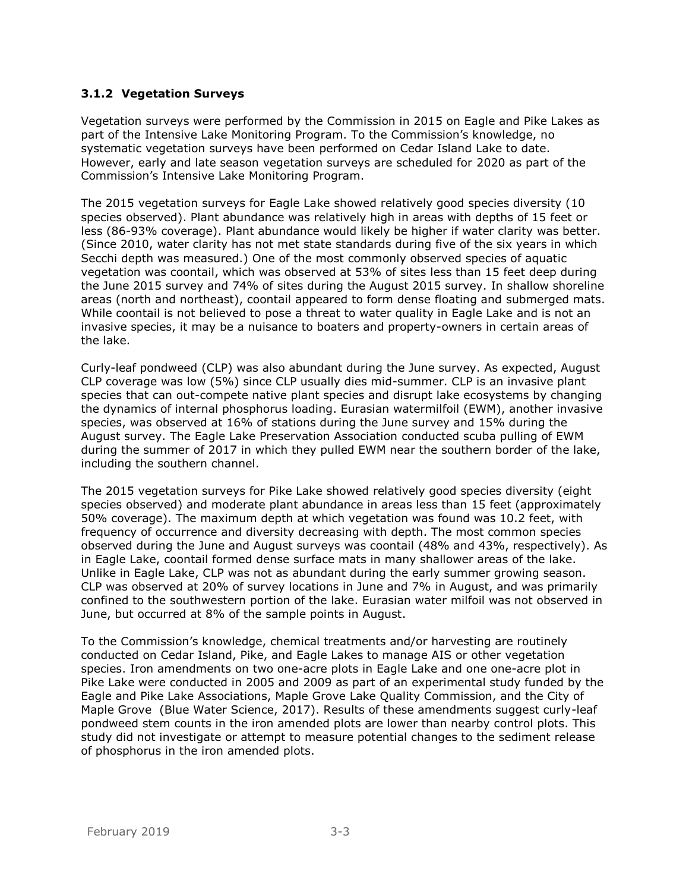### 3.1.2 Vegetation Surveys

Vegetation surveys were performed by the Commission in 2015 on Eagle and Pike Lakes as part of the Intensive Lake Monitoring Program. To the Commission's knowledge, no systematic vegetation surveys have been performed on Cedar Island Lake to date. However, early and late season vegetation surveys are scheduled for 2020 as part of the Commission's Intensive Lake Monitoring Program.

The 2015 vegetation surveys for Eagle Lake showed relatively good species diversity (10 species observed). Plant abundance was relatively high in areas with depths of 15 feet or less (86-93% coverage). Plant abundance would likely be higher if water clarity was better. (Since 2010, water clarity has not met state standards during five of the six years in which Secchi depth was measured.) One of the most commonly observed species of aquatic vegetation was coontail, which was observed at 53% of sites less than 15 feet deep during the June 2015 survey and 74% of sites during the August 2015 survey. In shallow shoreline areas (north and northeast), coontail appeared to form dense floating and submerged mats. While coontail is not believed to pose a threat to water quality in Eagle Lake and is not an invasive species, it may be a nuisance to boaters and property-owners in certain areas of the lake.

Curly-leaf pondweed (CLP) was also abundant during the June survey. As expected, August CLP coverage was low (5%) since CLP usually dies mid-summer. CLP is an invasive plant species that can out-compete native plant species and disrupt lake ecosystems by changing the dynamics of internal phosphorus loading. Eurasian watermilfoil (EWM), another invasive species, was observed at 16% of stations during the June survey and 15% during the August survey. The Eagle Lake Preservation Association conducted scuba pulling of EWM during the summer of 2017 in which they pulled EWM near the southern border of the lake, including the southern channel.

The 2015 vegetation surveys for Pike Lake showed relatively good species diversity (eight species observed) and moderate plant abundance in areas less than 15 feet (approximately 50% coverage). The maximum depth at which vegetation was found was 10.2 feet, with frequency of occurrence and diversity decreasing with depth. The most common species observed during the June and August surveys was coontail (48% and 43%, respectively). As in Eagle Lake, coontail formed dense surface mats in many shallower areas of the lake. Unlike in Eagle Lake, CLP was not as abundant during the early summer growing season. CLP was observed at 20% of survey locations in June and 7% in August, and was primarily confined to the southwestern portion of the lake. Eurasian water milfoil was not observed in June, but occurred at 8% of the sample points in August.

To the Commission's knowledge, chemical treatments and/or harvesting are routinely conducted on Cedar Island, Pike, and Eagle Lakes to manage AIS or other vegetation species. Iron amendments on two one-acre plots in Eagle Lake and one one-acre plot in Pike Lake were conducted in 2005 and 2009 as part of an experimental study funded by the Eagle and Pike Lake Associations, Maple Grove Lake Quality Commission, and the City of Maple Grove (Blue Water Science, 2017). Results of these amendments suggest curly-leaf pondweed stem counts in the iron amended plots are lower than nearby control plots. This study did not investigate or attempt to measure potential changes to the sediment release of phosphorus in the iron amended plots.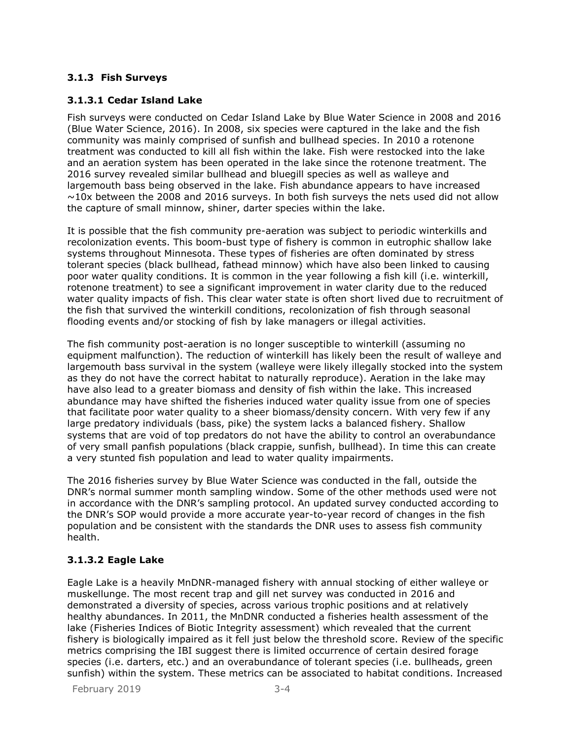### 3.1.3 Fish Surveys

#### 3.1.3.1 Cedar Island Lake

Fish surveys were conducted on Cedar Island Lake by Blue Water Science in 2008 and 2016 (Blue Water Science, 2016). In 2008, six species were captured in the lake and the fish community was mainly comprised of sunfish and bullhead species. In 2010 a rotenone treatment was conducted to kill all fish within the lake. Fish were restocked into the lake and an aeration system has been operated in the lake since the rotenone treatment. The 2016 survey revealed similar bullhead and bluegill species as well as walleye and largemouth bass being observed in the lake. Fish abundance appears to have increased ~10x between the 2008 and 2016 surveys. In both fish surveys the nets used did not allow the capture of small minnow, shiner, darter species within the lake.

It is possible that the fish community pre-aeration was subject to periodic winterkills and recolonization events. This boom-bust type of fishery is common in eutrophic shallow lake systems throughout Minnesota. These types of fisheries are often dominated by stress tolerant species (black bullhead, fathead minnow) which have also been linked to causing poor water quality conditions. It is common in the year following a fish kill (i.e. winterkill, rotenone treatment) to see a significant improvement in water clarity due to the reduced water quality impacts of fish. This clear water state is often short lived due to recruitment of the fish that survived the winterkill conditions, recolonization of fish through seasonal flooding events and/or stocking of fish by lake managers or illegal activities.

The fish community post-aeration is no longer susceptible to winterkill (assuming no equipment malfunction). The reduction of winterkill has likely been the result of walleye and largemouth bass survival in the system (walleye were likely illegally stocked into the system as they do not have the correct habitat to naturally reproduce). Aeration in the lake may have also lead to a greater biomass and density of fish within the lake. This increased abundance may have shifted the fisheries induced water quality issue from one of species that facilitate poor water quality to a sheer biomass/density concern. With very few if any large predatory individuals (bass, pike) the system lacks a balanced fishery. Shallow systems that are void of top predators do not have the ability to control an overabundance of very small panfish populations (black crappie, sunfish, bullhead). In time this can create a very stunted fish population and lead to water quality impairments.

The 2016 fisheries survey by Blue Water Science was conducted in the fall, outside the DNR's normal summer month sampling window. Some of the other methods used were not in accordance with the DNR's sampling protocol. An updated survey conducted according to the DNR's SOP would provide a more accurate year-to-year record of changes in the fish population and be consistent with the standards the DNR uses to assess fish community health.

#### 3.1.3.2 Eagle Lake

Eagle Lake is a heavily MnDNR-managed fishery with annual stocking of either walleye or muskellunge. The most recent trap and gill net survey was conducted in 2016 and demonstrated a diversity of species, across various trophic positions and at relatively healthy abundances. In 2011, the MnDNR conducted a fisheries health assessment of the lake (Fisheries Indices of Biotic Integrity assessment) which revealed that the current fishery is biologically impaired as it fell just below the threshold score. Review of the specific metrics comprising the IBI suggest there is limited occurrence of certain desired forage species (i.e. darters, etc.) and an overabundance of tolerant species (i.e. bullheads, green sunfish) within the system. These metrics can be associated to habitat conditions. Increased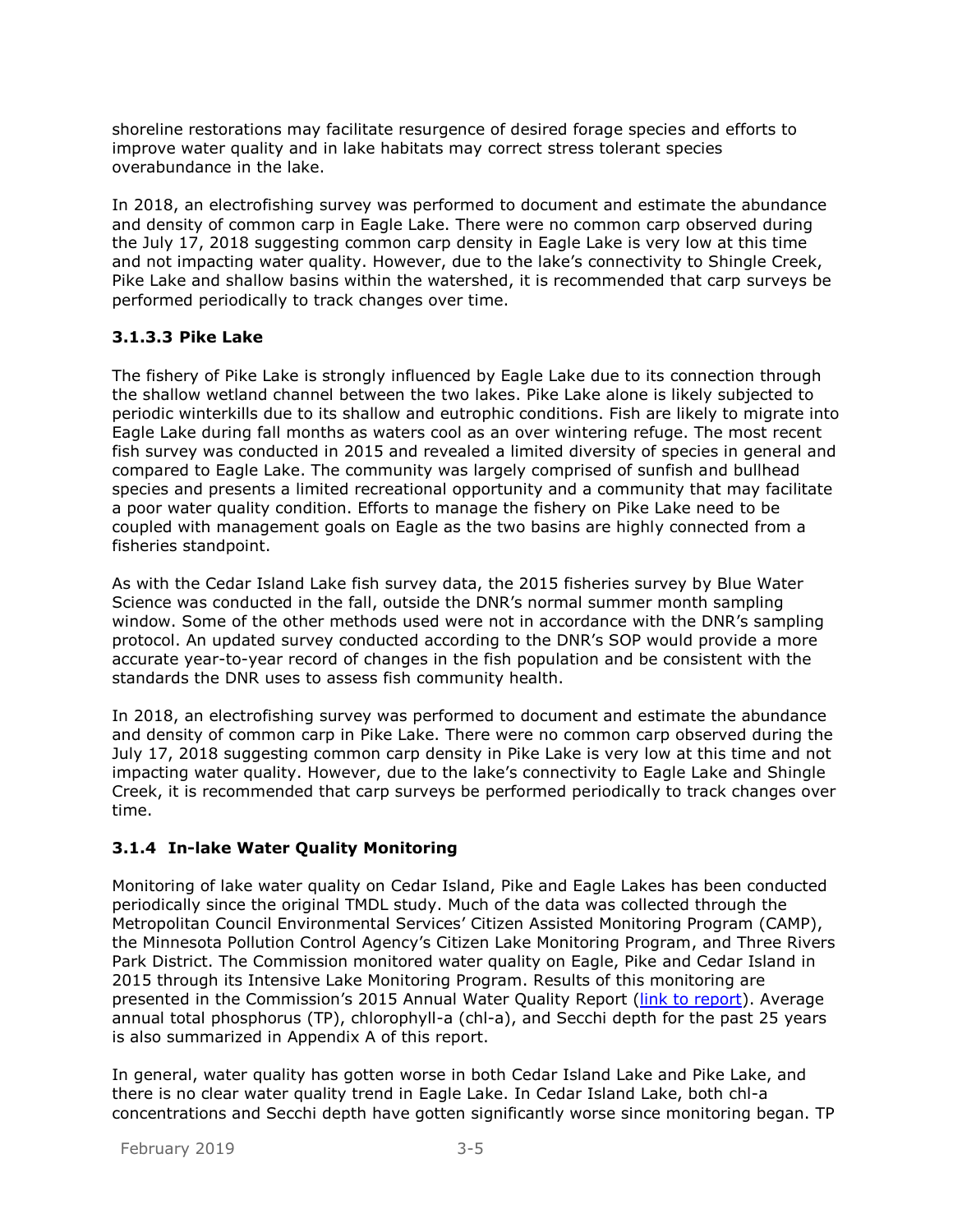shoreline restorations may facilitate resurgence of desired forage species and efforts to improve water quality and in lake habitats may correct stress tolerant species overabundance in the lake.

In 2018, an electrofishing survey was performed to document and estimate the abundance and density of common carp in Eagle Lake. There were no common carp observed during the July 17, 2018 suggesting common carp density in Eagle Lake is very low at this time and not impacting water quality. However, due to the lake's connectivity to Shingle Creek, Pike Lake and shallow basins within the watershed, it is recommended that carp surveys be performed periodically to track changes over time.

#### 3.1.3.3 Pike Lake

The fishery of Pike Lake is strongly influenced by Eagle Lake due to its connection through the shallow wetland channel between the two lakes. Pike Lake alone is likely subjected to periodic winterkills due to its shallow and eutrophic conditions. Fish are likely to migrate into Eagle Lake during fall months as waters cool as an over wintering refuge. The most recent fish survey was conducted in 2015 and revealed a limited diversity of species in general and compared to Eagle Lake. The community was largely comprised of sunfish and bullhead species and presents a limited recreational opportunity and a community that may facilitate a poor water quality condition. Efforts to manage the fishery on Pike Lake need to be coupled with management goals on Eagle as the two basins are highly connected from a fisheries standpoint.

As with the Cedar Island Lake fish survey data, the 2015 fisheries survey by Blue Water Science was conducted in the fall, outside the DNR's normal summer month sampling window. Some of the other methods used were not in accordance with the DNR's sampling protocol. An updated survey conducted according to the DNR's SOP would provide a more accurate year-to-year record of changes in the fish population and be consistent with the standards the DNR uses to assess fish community health.

In 2018, an electrofishing survey was performed to document and estimate the abundance and density of common carp in Pike Lake. There were no common carp observed during the July 17, 2018 suggesting common carp density in Pike Lake is very low at this time and not impacting water quality. However, due to the lake's connectivity to Eagle Lake and Shingle Creek, it is recommended that carp surveys be performed periodically to track changes over time.

### 3.1.4 In-lake Water Quality Monitoring

Monitoring of lake water quality on Cedar Island, Pike and Eagle Lakes has been conducted periodically since the original TMDL study. Much of the data was collected through the Metropolitan Council Environmental Services' Citizen Assisted Monitoring Program (CAMP), the Minnesota Pollution Control Agency's Citizen Lake Monitoring Program, and Three Rivers Park District. The Commission monitored water quality on Eagle, Pike and Cedar Island in 2015 through its Intensive Lake Monitoring Program. Results of this monitoring are presented in the Commission's 2015 Annual Water Quality Report (link to report). Average annual total phosphorus (TP), chlorophyll-a (chl-a), and Secchi depth for the past 25 years is also summarized in Appendix A of this report.

In general, water quality has gotten worse in both Cedar Island Lake and Pike Lake, and there is no clear water quality trend in Eagle Lake. In Cedar Island Lake, both chl-a concentrations and Secchi depth have gotten significantly worse since monitoring began. TP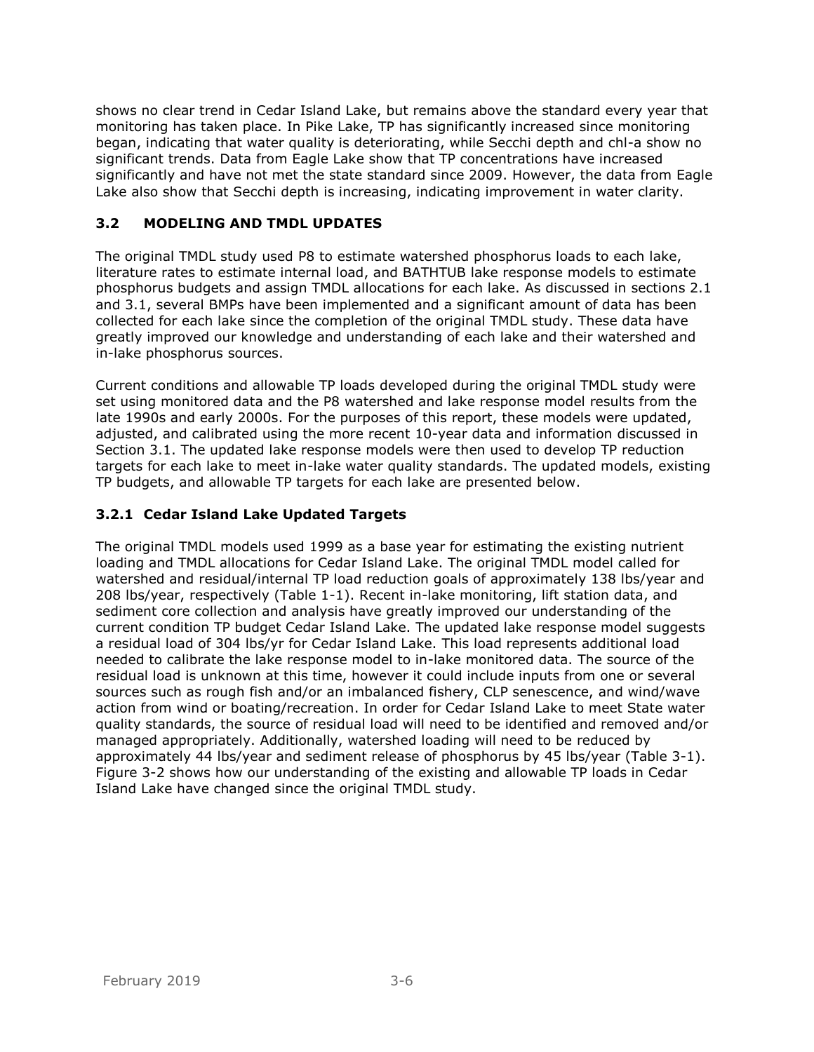shows no clear trend in Cedar Island Lake, but remains above the standard every year that monitoring has taken place. In Pike Lake, TP has significantly increased since monitoring began, indicating that water quality is deteriorating, while Secchi depth and chl-a show no significant trends. Data from Eagle Lake show that TP concentrations have increased significantly and have not met the state standard since 2009. However, the data from Eagle Lake also show that Secchi depth is increasing, indicating improvement in water clarity.

## 3.2 MODELING AND TMDL UPDATES

The original TMDL study used P8 to estimate watershed phosphorus loads to each lake, literature rates to estimate internal load, and BATHTUB lake response models to estimate phosphorus budgets and assign TMDL allocations for each lake. As discussed in sections 2.1 and 3.1, several BMPs have been implemented and a significant amount of data has been collected for each lake since the completion of the original TMDL study. These data have greatly improved our knowledge and understanding of each lake and their watershed and in-lake phosphorus sources.

Current conditions and allowable TP loads developed during the original TMDL study were set using monitored data and the P8 watershed and lake response model results from the late 1990s and early 2000s. For the purposes of this report, these models were updated, adjusted, and calibrated using the more recent 10-year data and information discussed in Section 3.1. The updated lake response models were then used to develop TP reduction targets for each lake to meet in-lake water quality standards. The updated models, existing TP budgets, and allowable TP targets for each lake are presented below.

### 3.2.1 Cedar Island Lake Updated Targets

The original TMDL models used 1999 as a base year for estimating the existing nutrient loading and TMDL allocations for Cedar Island Lake. The original TMDL model called for watershed and residual/internal TP load reduction goals of approximately 138 lbs/year and 208 lbs/year, respectively (Table 1-1). Recent in-lake monitoring, lift station data, and sediment core collection and analysis have greatly improved our understanding of the current condition TP budget Cedar Island Lake. The updated lake response model suggests a residual load of 304 lbs/yr for Cedar Island Lake. This load represents additional load needed to calibrate the lake response model to in-lake monitored data. The source of the residual load is unknown at this time, however it could include inputs from one or several sources such as rough fish and/or an imbalanced fishery, CLP senescence, and wind/wave action from wind or boating/recreation. In order for Cedar Island Lake to meet State water quality standards, the source of residual load will need to be identified and removed and/or managed appropriately. Additionally, watershed loading will need to be reduced by approximately 44 lbs/year and sediment release of phosphorus by 45 lbs/year (Table 3-1). Figure 3-2 shows how our understanding of the existing and allowable TP loads in Cedar Island Lake have changed since the original TMDL study.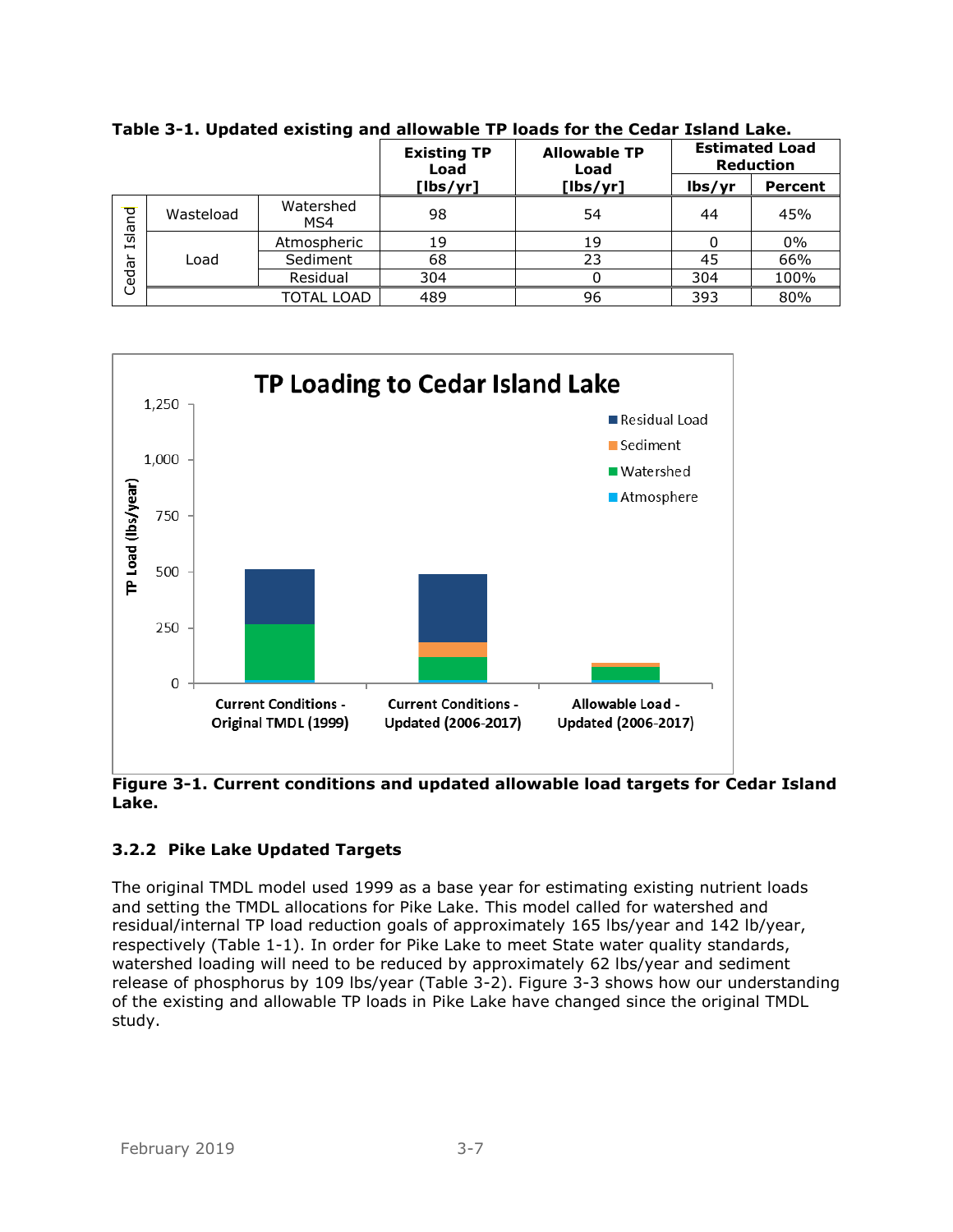**Table 3-1. Updated existing and allowable TP loads for the Cedar Island Lake.**

| | | | Existing TP Load [lbs/yr] | Allowable TP Load [lbs/yr] | Estimated Load Reduction | |
|---|---|---|---|---|---|---|
| | | | | | lbs/yr | Percent |
| Cedar Island | Wasteload | Watershed MS4 | 98 | 54 | 44 | 45% |
| | Load | Atmospheric | 19 | 19 | 0 | 0% |
| | | Sediment | 68 | 23 | 45 | 66% |
| | | Residual | 304 | 0 | 304 | 100% |
| | | TOTAL LOAD | 489 | 96 | 393 | 80% |

**Figure 3-1. Current conditions and updated allowable load targets for Cedar Island Lake.**

### 3.2.2 Pike Lake Updated Targets

The original TMDL model used 1999 as a base year for estimating existing nutrient loads and setting the TMDL allocations for Pike Lake. This model called for watershed and residual/internal TP load reduction goals of approximately 165 lbs/year and 142 lb/year, respectively (Table 1-1). In order for Pike Lake to meet State water quality standards, watershed loading will need to be reduced by approximately 62 lbs/year and sediment release of phosphorus by 109 lbs/year (Table 3-2). Figure 3-3 shows how our understanding of the existing and allowable TP loads in Pike Lake have changed since the original TMDL study.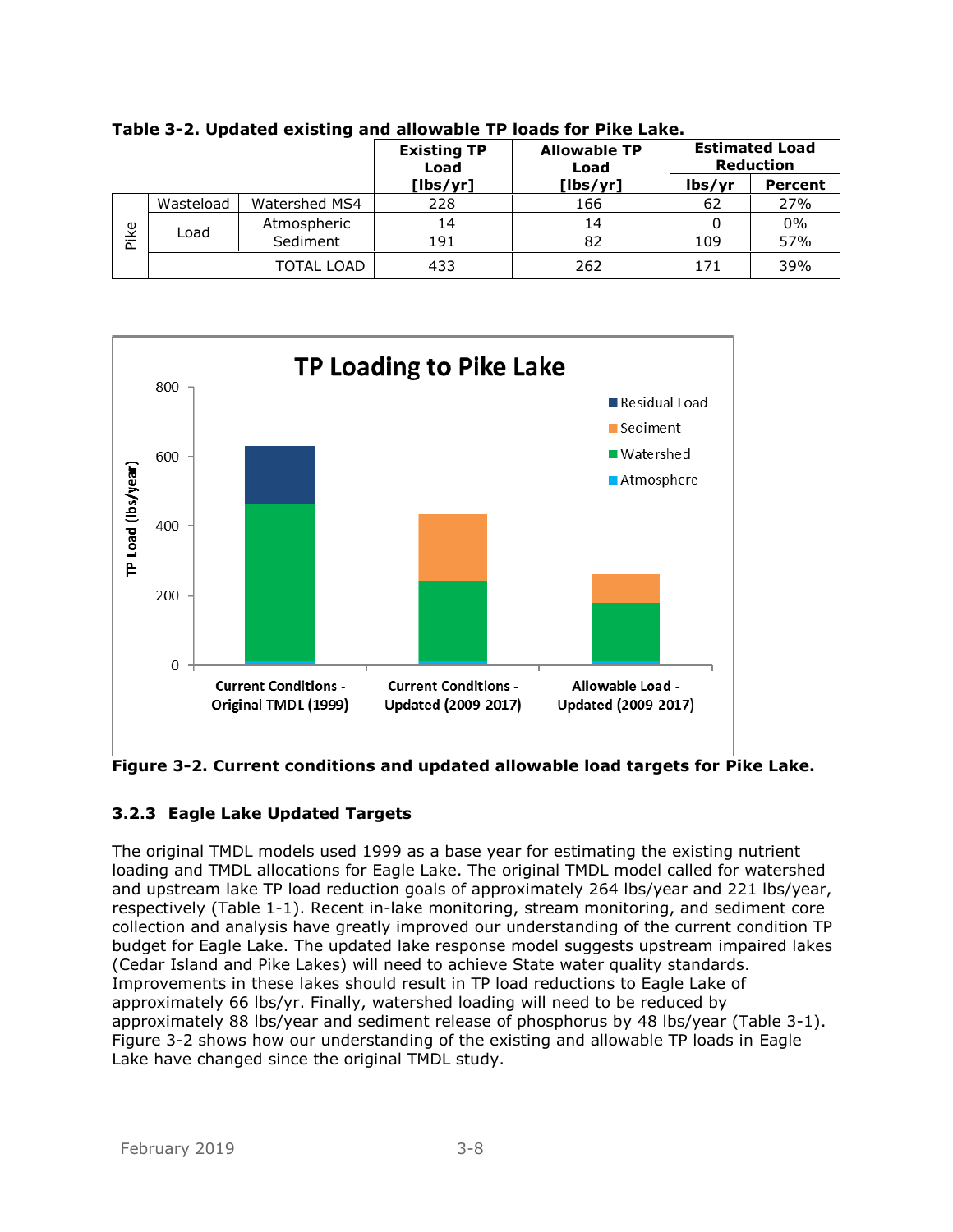**Table 3-2. Updated existing and allowable TP loads for Pike Lake.**

| | | | Existing TP Load [lbs/yr] | Allowable TP Load [lbs/yr] | Estimated Load Reduction | |
|---|---|---|---|---|---|---|
| | | | | | lbs/yr | Percent |
| Pike | Wasteload | Watershed MS4 | 228 | 166 | 62 | 27% |
| | Load | Atmospheric | 14 | 14 | 0 | 0% |
| | | Sediment | 191 | 82 | 109 | 57% |
| | TOTAL LOAD | | 433 | 262 | 171 | 39% |

**Figure 3-2. Current conditions and updated allowable load targets for Pike Lake.**

### 3.2.3 Eagle Lake Updated Targets

The original TMDL models used 1999 as a base year for estimating the existing nutrient loading and TMDL allocations for Eagle Lake. The original TMDL model called for watershed and upstream lake TP load reduction goals of approximately 264 lbs/year and 221 lbs/year, respectively (Table 1-1). Recent in-lake monitoring, stream monitoring, and sediment core collection and analysis have greatly improved our understanding of the current condition TP budget for Eagle Lake. The updated lake response model suggests upstream impaired lakes (Cedar Island and Pike Lakes) will need to achieve State water quality standards. Improvements in these lakes should result in TP load reductions to Eagle Lake of approximately 66 lbs/yr. Finally, watershed loading will need to be reduced by approximately 88 lbs/year and sediment release of phosphorus by 48 lbs/year (Table 3-1). Figure 3-2 shows how our understanding of the existing and allowable TP loads in Eagle Lake have changed since the original TMDL study.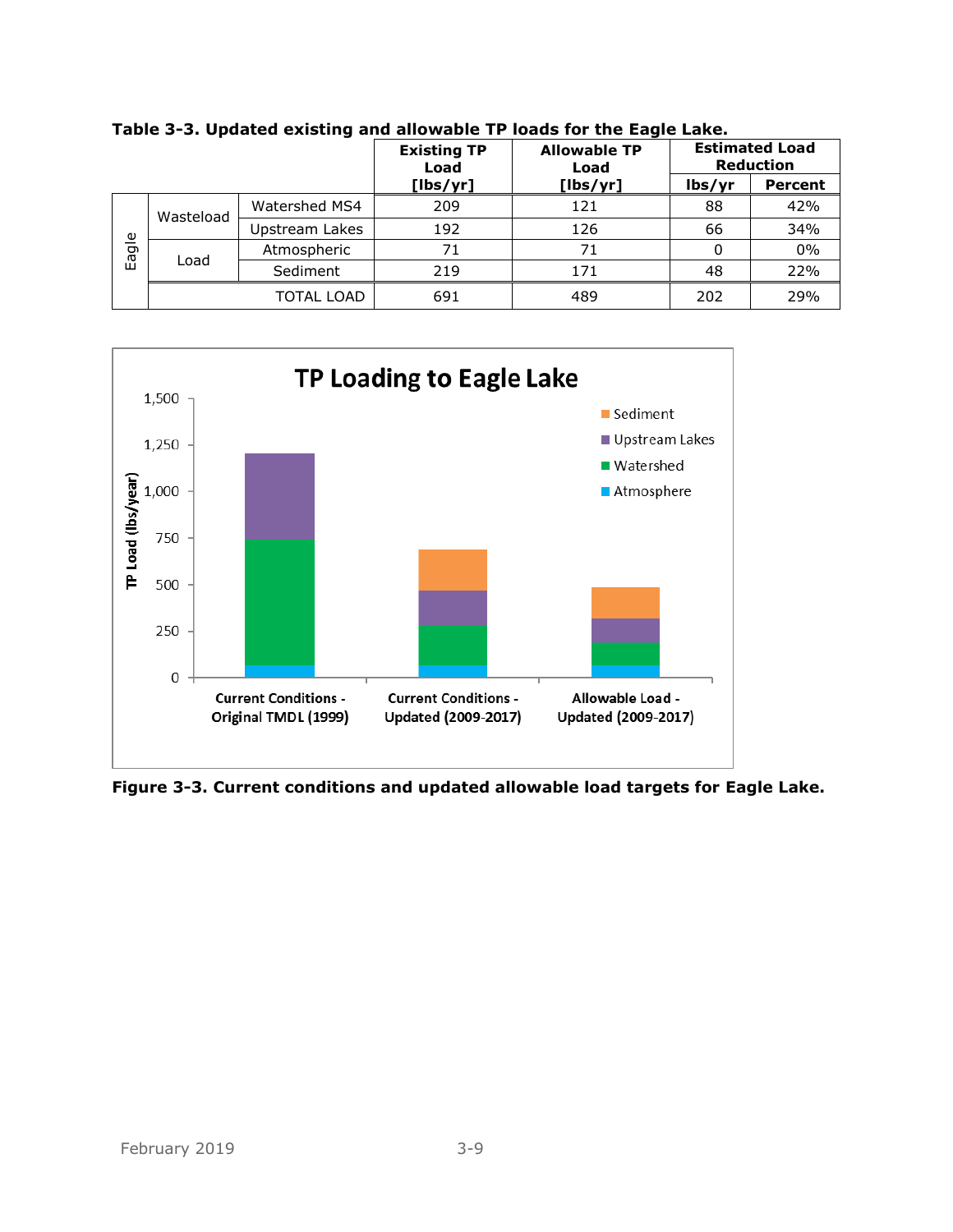**Table 3-3. Updated existing and allowable TP loads for the Eagle Lake.**

| | | | Existing TP Load [lbs/yr] | Allowable TP Load [lbs/yr] | Estimated Load Reduction | |
|---|---|---|---|---|---|---|
| | | | | | lbs/yr | Percent |
| Eagle | Wasteload | Watershed MS4 | 209 | 121 | 88 | 42% |
| | | Upstream Lakes | 192 | 126 | 66 | 34% |
| | Load | Atmospheric | 71 | 71 | 0 | 0% |
| | | Sediment | 219 | 171 | 48 | 22% |
| | TOTAL LOAD | | 691 | 489 | 202 | 29% |

**Figure 3-3. Current conditions and updated allowable load targets for Eagle Lake.**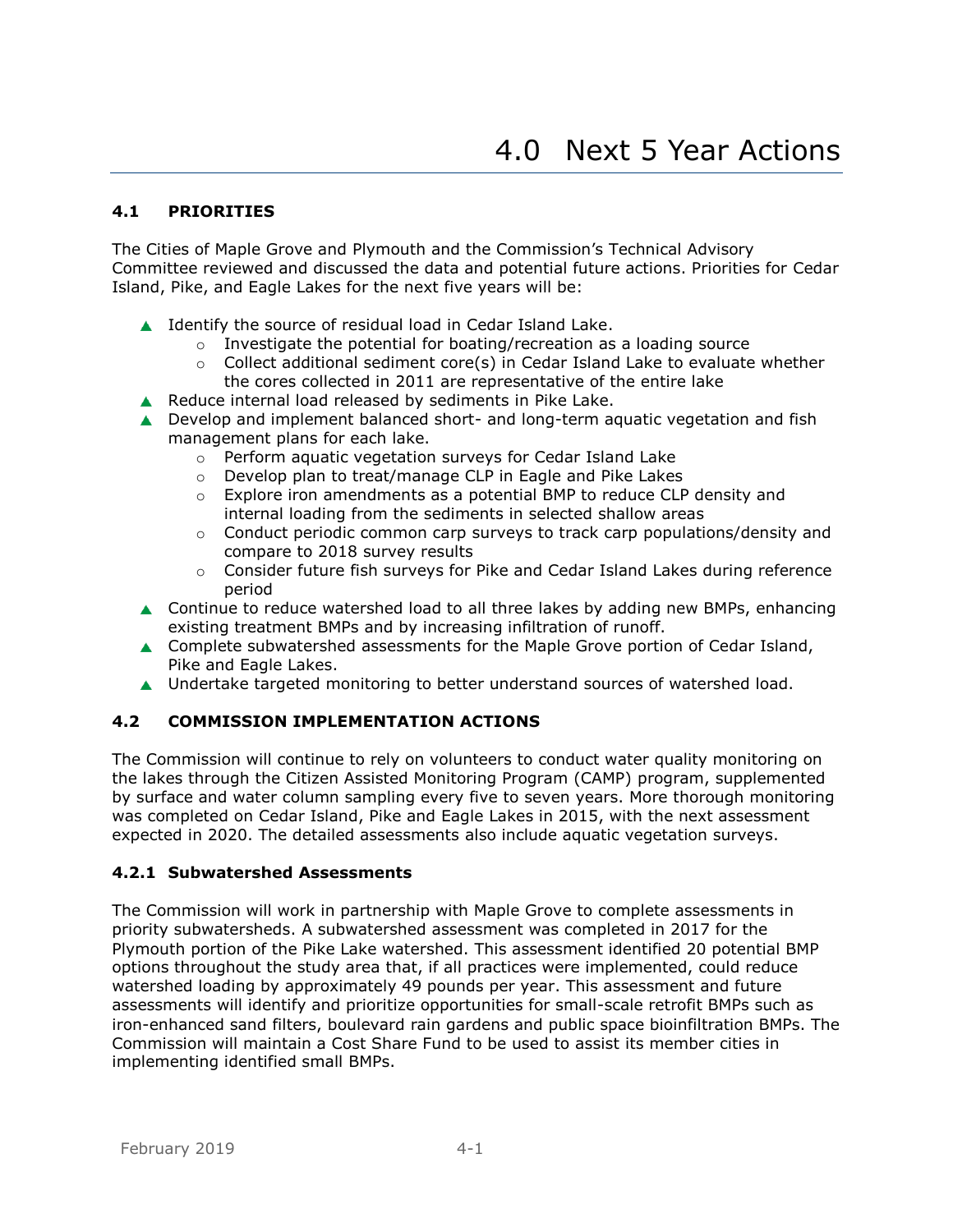# 4.0 Next 5 Year Actions

## 4.1 PRIORITIES

The Cities of Maple Grove and Plymouth and the Commission's Technical Advisory Committee reviewed and discussed the data and potential future actions. Priorities for Cedar Island, Pike, and Eagle Lakes for the next five years will be:

- Identify the source of residual load in Cedar Island Lake.
  - Investigate the potential for boating/recreation as a loading source
  - Collect additional sediment core(s) in Cedar Island Lake to evaluate whether the cores collected in 2011 are representative of the entire lake
- Reduce internal load released by sediments in Pike Lake.
- Develop and implement balanced short- and long-term aquatic vegetation and fish management plans for each lake.
  - Perform aquatic vegetation surveys for Cedar Island Lake
  - Develop plan to treat/manage CLP in Eagle and Pike Lakes
  - Explore iron amendments as a potential BMP to reduce CLP density and internal loading from the sediments in selected shallow areas
  - Conduct periodic common carp surveys to track carp populations/density and compare to 2018 survey results
  - Consider future fish surveys for Pike and Cedar Island Lakes during reference period
- Continue to reduce watershed load to all three lakes by adding new BMPs, enhancing existing treatment BMPs and by increasing infiltration of runoff.
- Complete subwatershed assessments for the Maple Grove portion of Cedar Island, Pike and Eagle Lakes.
- Undertake targeted monitoring to better understand sources of watershed load.

## 4.2 COMMISSION IMPLEMENTATION ACTIONS

The Commission will continue to rely on volunteers to conduct water quality monitoring on the lakes through the Citizen Assisted Monitoring Program (CAMP) program, supplemented by surface and water column sampling every five to seven years. More thorough monitoring was completed on Cedar Island, Pike and Eagle Lakes in 2015, with the next assessment expected in 2020. The detailed assessments also include aquatic vegetation surveys.

### 4.2.1 Subwatershed Assessments

The Commission will work in partnership with Maple Grove to complete assessments in priority subwatersheds. A subwatershed assessment was completed in 2017 for the Plymouth portion of the Pike Lake watershed. This assessment identified 20 potential BMP options throughout the study area that, if all practices were implemented, could reduce watershed loading by approximately 49 pounds per year. This assessment and future assessments will identify and prioritize opportunities for small-scale retrofit BMPs such as iron-enhanced sand filters, boulevard rain gardens and public space bioinfiltration BMPs. The Commission will maintain a Cost Share Fund to be used to assist its member cities in implementing identified small BMPs.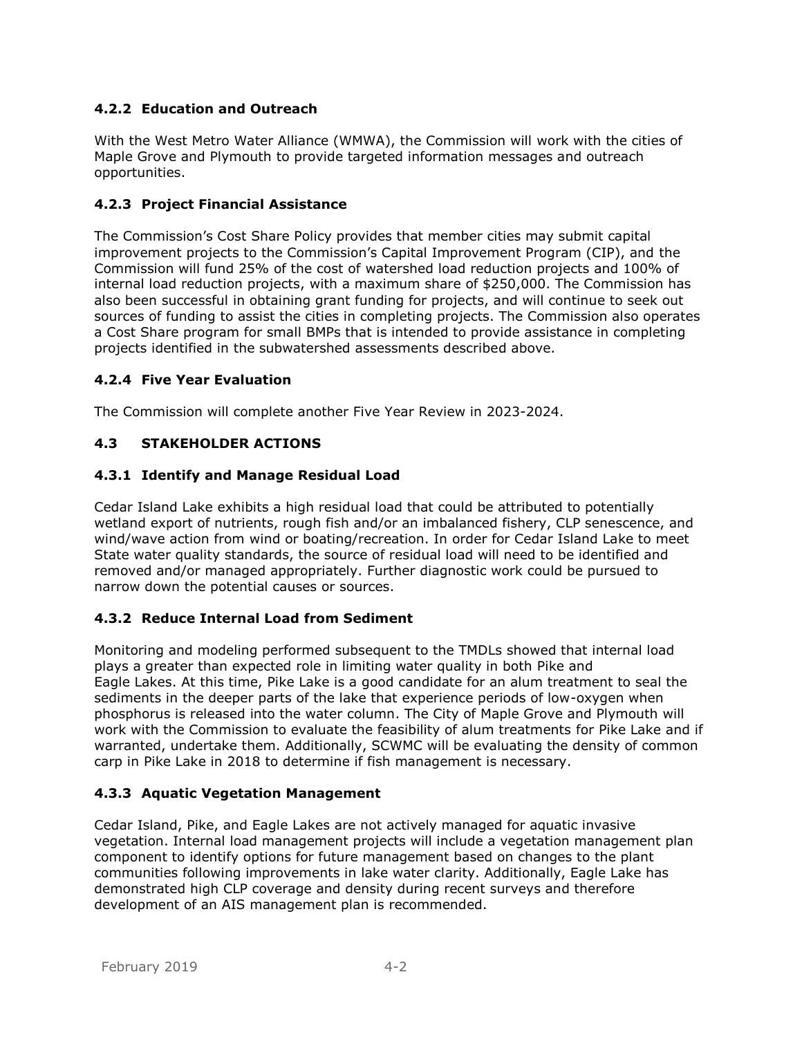### 4.2.2 Education and Outreach

With the West Metro Water Alliance (WMWA), the Commission will work with the cities of Maple Grove and Plymouth to provide targeted information messages and outreach opportunities.

### 4.2.3 Project Financial Assistance

The Commission's Cost Share Policy provides that member cities may submit capital improvement projects to the Commission's Capital Improvement Program (CIP), and the Commission will fund 25% of the cost of watershed load reduction projects and 100% of internal load reduction projects, with a maximum share of $250,000. The Commission has also been successful in obtaining grant funding for projects, and will continue to seek out sources of funding to assist the cities in completing projects. The Commission also operates a Cost Share program for small BMPs that is intended to provide assistance in completing projects identified in the subwatershed assessments described above.

### 4.2.4 Five Year Evaluation

The Commission will complete another Five Year Review in 2023-2024.

## 4.3 STAKEHOLDER ACTIONS

### 4.3.1 Identify and Manage Residual Load

Cedar Island Lake exhibits a high residual load that could be attributed to potentially wetland export of nutrients, rough fish and/or an imbalanced fishery, CLP senescence, and wind/wave action from wind or boating/recreation. In order for Cedar Island Lake to meet State water quality standards, the source of residual load will need to be identified and removed and/or managed appropriately. Further diagnostic work could be pursued to narrow down the potential causes or sources.

### 4.3.2 Reduce Internal Load from Sediment

Monitoring and modeling performed subsequent to the TMDLs showed that internal load plays a greater than expected role in limiting water quality in both Pike and Eagle Lakes. At this time, Pike Lake is a good candidate for an alum treatment to seal the sediments in the deeper parts of the lake that experience periods of low-oxygen when phosphorus is released into the water column. The City of Maple Grove and Plymouth will work with the Commission to evaluate the feasibility of alum treatments for Pike Lake and if warranted, undertake them. Additionally, SCWMC will be evaluating the density of common carp in Pike Lake in 2018 to determine if fish management is necessary.

### 4.3.3 Aquatic Vegetation Management

Cedar Island, Pike, and Eagle Lakes are not actively managed for aquatic invasive vegetation. Internal load management projects will include a vegetation management plan component to identify options for future management based on changes to the plant communities following improvements in lake water clarity. Additionally, Eagle Lake has demonstrated high CLP coverage and density during recent surveys and therefore development of an AIS management plan is recommended.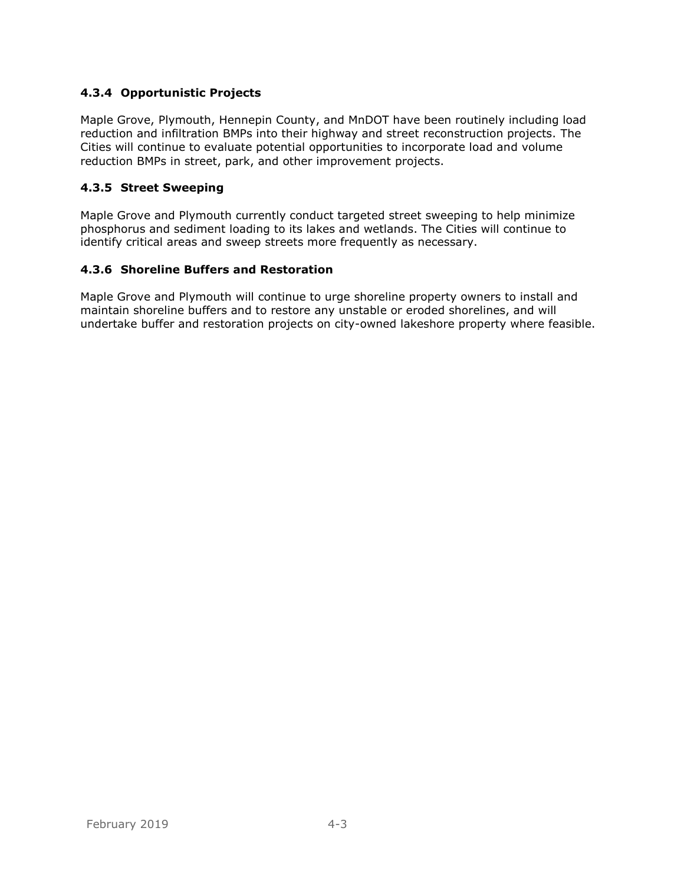### 4.3.4 Opportunistic Projects

Maple Grove, Plymouth, Hennepin County, and MnDOT have been routinely including load reduction and infiltration BMPs into their highway and street reconstruction projects. The Cities will continue to evaluate potential opportunities to incorporate load and volume reduction BMPs in street, park, and other improvement projects.

### 4.3.5 Street Sweeping

Maple Grove and Plymouth currently conduct targeted street sweeping to help minimize phosphorus and sediment loading to its lakes and wetlands. The Cities will continue to identify critical areas and sweep streets more frequently as necessary.

### 4.3.6 Shoreline Buffers and Restoration

Maple Grove and Plymouth will continue to urge shoreline property owners to install and maintain shoreline buffers and to restore any unstable or eroded shorelines, and will undertake buffer and restoration projects on city-owned lakeshore property where feasible.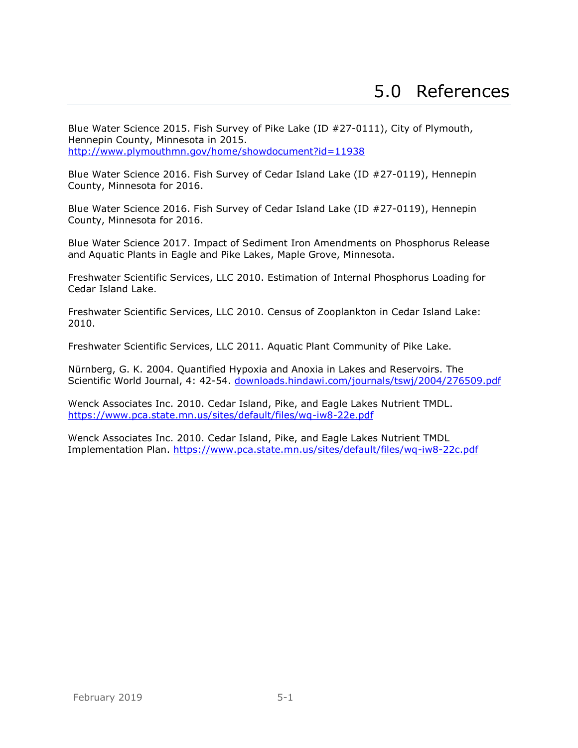# 5.0 References

Blue Water Science 2015. Fish Survey of Pike Lake (ID #27-0111), City of Plymouth, Hennepin County, Minnesota in 2015. http://www.plymouthmn.gov/home/showdocument?id=11938

Blue Water Science 2016. Fish Survey of Cedar Island Lake (ID #27-0119), Hennepin County, Minnesota for 2016.

Blue Water Science 2016. Fish Survey of Cedar Island Lake (ID #27-0119), Hennepin County, Minnesota for 2016.

Blue Water Science 2017. Impact of Sediment Iron Amendments on Phosphorus Release and Aquatic Plants in Eagle and Pike Lakes, Maple Grove, Minnesota.

Freshwater Scientific Services, LLC 2010. Estimation of Internal Phosphorus Loading for Cedar Island Lake.

Freshwater Scientific Services, LLC 2010. Census of Zooplankton in Cedar Island Lake: 2010.

Freshwater Scientific Services, LLC 2011. Aquatic Plant Community of Pike Lake.

Nürnberg, G. K. 2004. Quantified Hypoxia and Anoxia in Lakes and Reservoirs. The Scientific World Journal, 4: 42-54. downloads.hindawi.com/journals/tswj/2004/276509.pdf

Wenck Associates Inc. 2010. Cedar Island, Pike, and Eagle Lakes Nutrient TMDL. https://www.pca.state.mn.us/sites/default/files/wq-iw8-22e.pdf

Wenck Associates Inc. 2010. Cedar Island, Pike, and Eagle Lakes Nutrient TMDL Implementation Plan. https://www.pca.state.mn.us/sites/default/files/wq-iw8-22c.pdf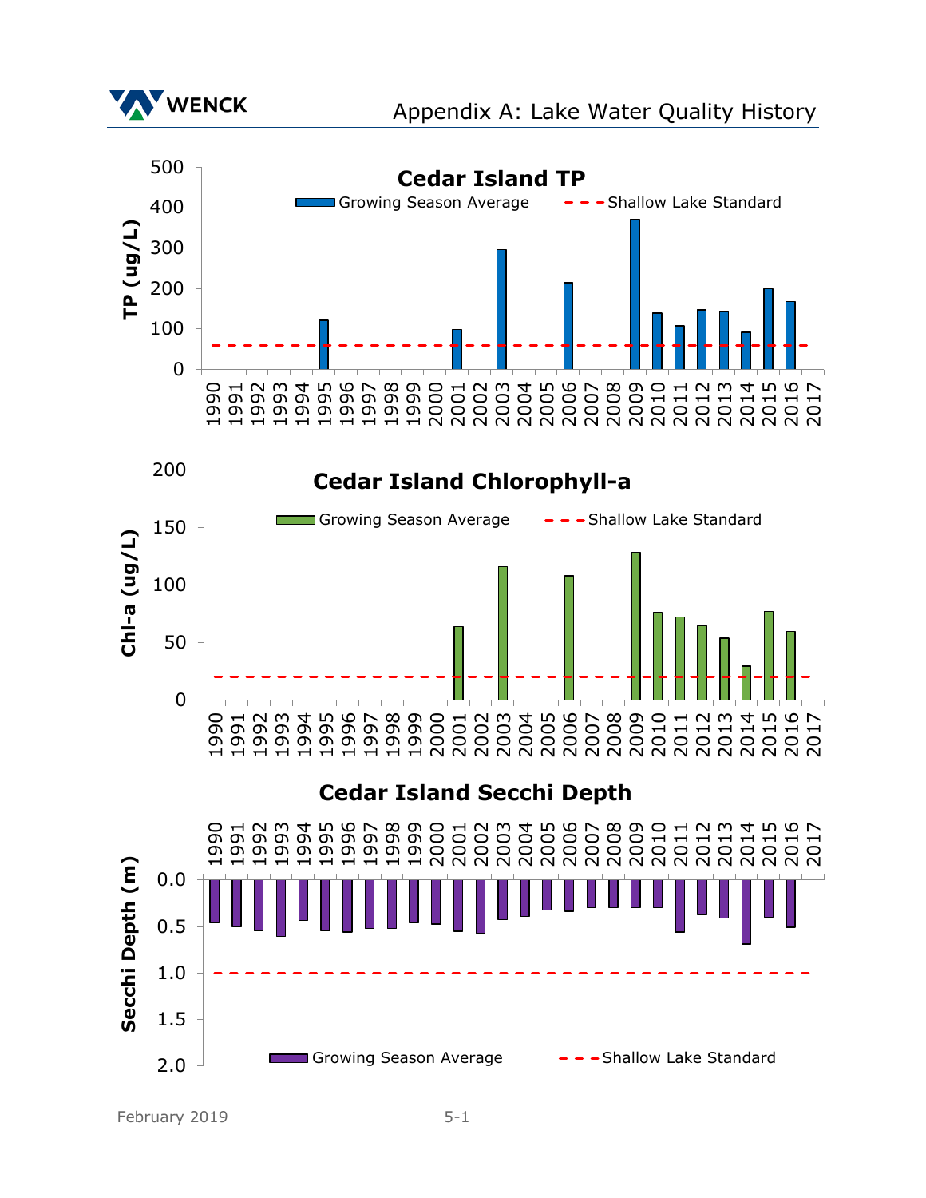# Appendix A: Lake Water Quality History

**Cedar Island TP**

Growing Season Average — Shallow Lake Standard

TP (ug/L): 0, 100, 200, 300, 400, 500

1990 1991 1992 1993 1994 1995 1996 1997 1998 1999 2000 2001 2002 2003 2004 2005 2006 2007 2008 2009 2010 2011 2012 2013 2014 2015 2016 2017

**Cedar Island Chlorophyll-a**

Growing Season Average — Shallow Lake Standard

Chl-a (ug/L): 0, 50, 100, 150, 200

1990 1991 1992 1993 1994 1995 1996 1997 1998 1999 2000 2001 2002 2003 2004 2005 2006 2007 2008 2009 2010 2011 2012 2013 2014 2015 2016 2017

**Cedar Island Secchi Depth**

1990 1991 1992 1993 1994 1995 1996 1997 1998 1999 2000 2001 2002 2003 2004 2005 2006 2007 2008 2009 2010 2011 2012 2013 2014 2015 2016 2017

Secchi Depth (m): 0.0, 0.5, 1.0, 1.5, 2.0

Growing Season Average — Shallow Lake Standard

February 2019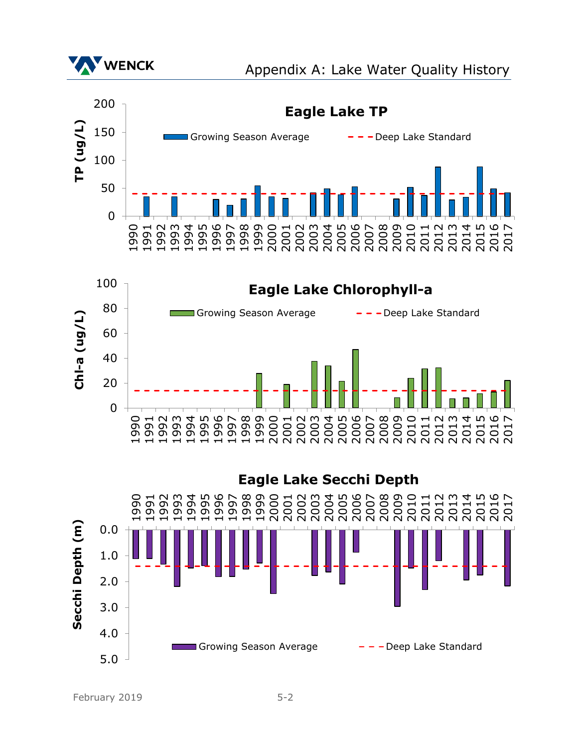Eagle Lake TP

TP (ug/L)

Growing Season Average

Deep Lake Standard

Eagle Lake Chlorophyll-a

Chl-a (ug/L)

Growing Season Average

Deep Lake Standard

Eagle Lake Secchi Depth

Secchi Depth (m)

Growing Season Average

Deep Lake Standard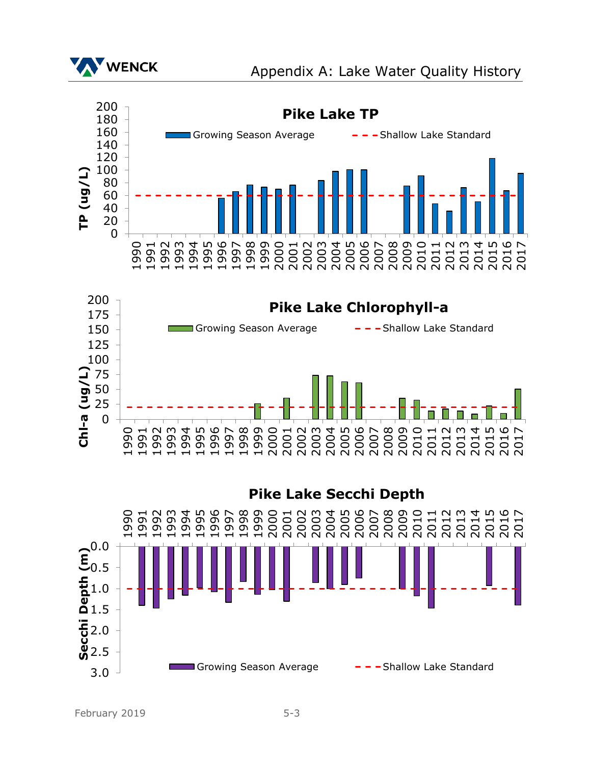Appendix A: Lake Water Quality History

**Pike Lake TP**

Growing Season Average
Shallow Lake Standard

TP (ug/L)

200
180
160
140
120
100
80
60
40
20
0

1990 1991 1992 1993 1994 1995 1996 1997 1998 1999 2000 2001 2002 2003 2004 2005 2006 2007 2008 2009 2010 2011 2012 2013 2014 2015 2016 2017

**Pike Lake Chlorophyll-a**

Growing Season Average
Shallow Lake Standard

Chl-a (ug/L)

200
175
150
125
100
75
50
25
0

1990 1991 1992 1993 1994 1995 1996 1997 1998 1999 2000 2001 2002 2003 2004 2005 2006 2007 2008 2009 2010 2011 2012 2013 2014 2015 2016 2017

**Pike Lake Secchi Depth**

1990 1991 1992 1993 1994 1995 1996 1997 1998 1999 2000 2001 2002 2003 2004 2005 2006 2007 2008 2009 2010 2011 2012 2013 2014 2015 2016 2017

Secchi Depth (m)

0.0
0.5
1.0
1.5
2.0
2.5
3.0

Growing Season Average
Shallow Lake Standard